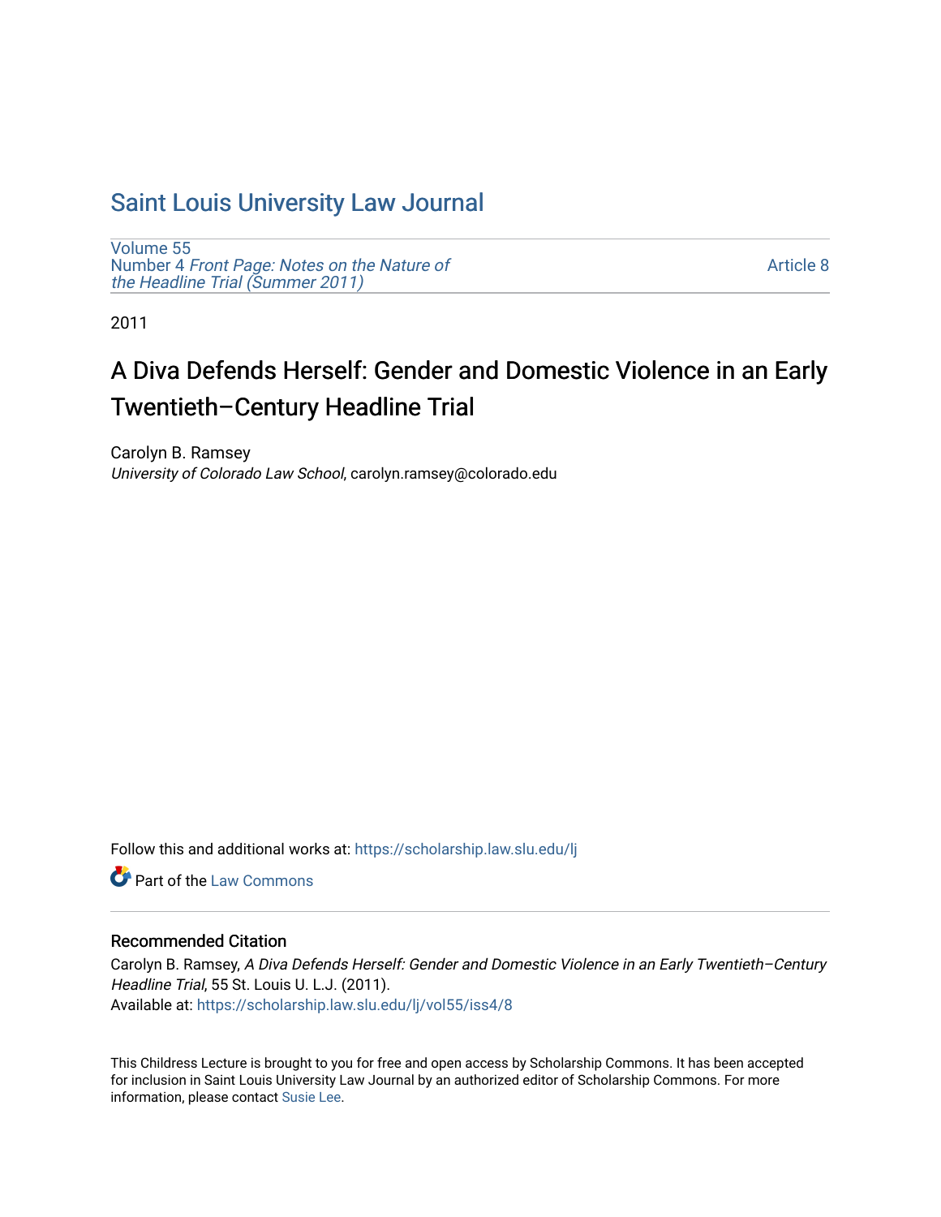# Saint Louis University Law Journal

Volume 55
Number 4 *Front Page: Notes on the Nature of the Headline Trial (Summer 2011)*

Article 8

2011

## A Diva Defends Herself: Gender and Domestic Violence in an Early Twentieth–Century Headline Trial

Carolyn B. Ramsey
*University of Colorado Law School*, carolyn.ramsey@colorado.edu

Follow this and additional works at: https://scholarship.law.slu.edu/lj

Part of the Law Commons

### Recommended Citation

Carolyn B. Ramsey, *A Diva Defends Herself: Gender and Domestic Violence in an Early Twentieth–Century Headline Trial*, 55 St. Louis U. L.J. (2011).
Available at: https://scholarship.law.slu.edu/lj/vol55/iss4/8

This Childress Lecture is brought to you for free and open access by Scholarship Commons. It has been accepted for inclusion in Saint Louis University Law Journal by an authorized editor of Scholarship Commons. For more information, please contact Susie Lee.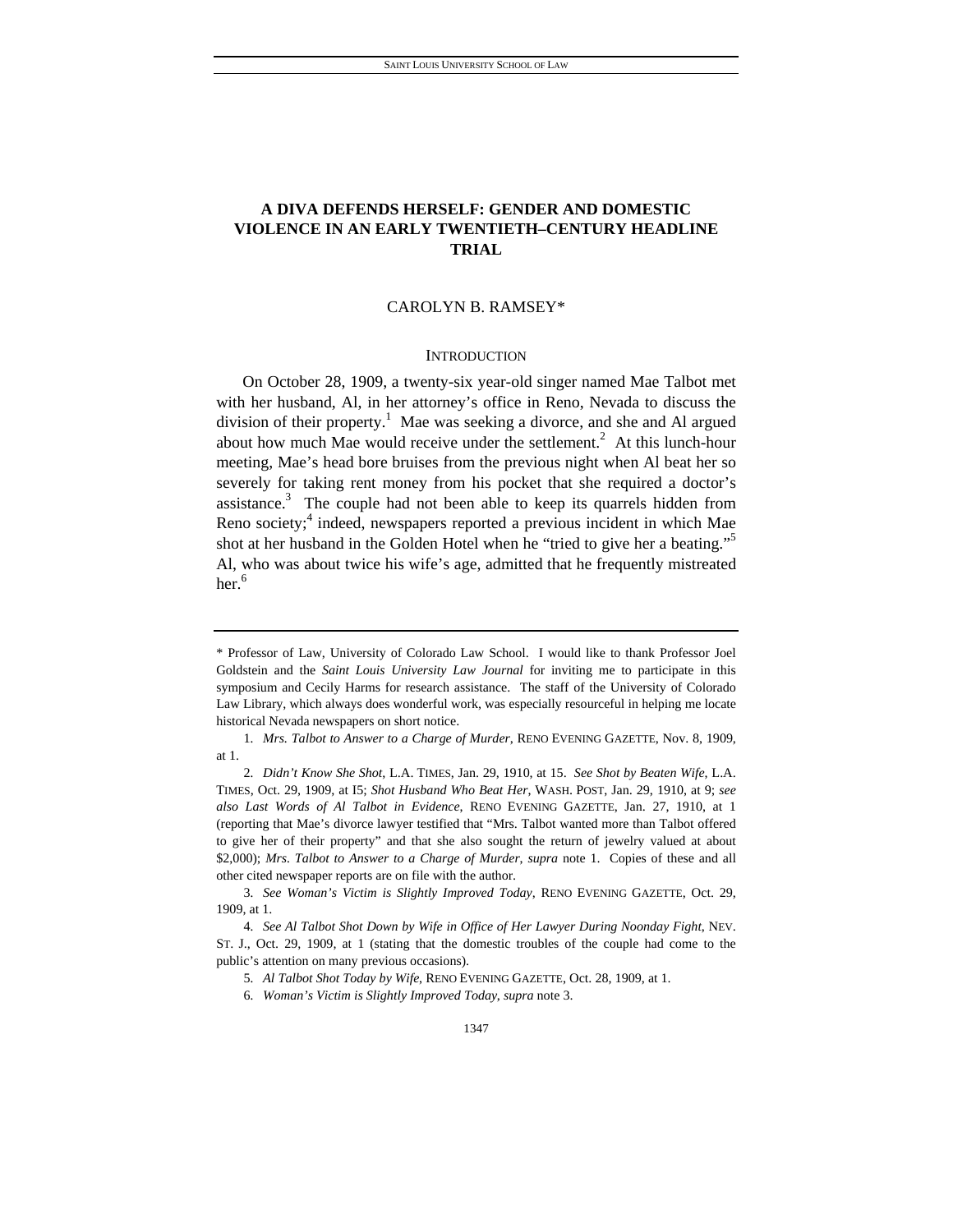# A DIVA DEFENDS HERSELF: GENDER AND DOMESTIC VIOLENCE IN AN EARLY TWENTIETH–CENTURY HEADLINE TRIAL

CAROLYN B. RAMSEY*

## INTRODUCTION

On October 28, 1909, a twenty-six year-old singer named Mae Talbot met with her husband, Al, in her attorney's office in Reno, Nevada to discuss the division of their property.[1] Mae was seeking a divorce, and she and Al argued about how much Mae would receive under the settlement.[2] At this lunch-hour meeting, Mae's head bore bruises from the previous night when Al beat her so severely for taking rent money from his pocket that she required a doctor's assistance.[3] The couple had not been able to keep its quarrels hidden from Reno society;[4] indeed, newspapers reported a previous incident in which Mae shot at her husband in the Golden Hotel when he "tried to give her a beating."[5] Al, who was about twice his wife's age, admitted that he frequently mistreated her.[6]

---

\* Professor of Law, University of Colorado Law School. I would like to thank Professor Joel Goldstein and the *Saint Louis University Law Journal* for inviting me to participate in this symposium and Cecily Harms for research assistance. The staff of the University of Colorado Law Library, which always does wonderful work, was especially resourceful in helping me locate historical Nevada newspapers on short notice.

1. *Mrs. Talbot to Answer to a Charge of Murder*, RENO EVENING GAZETTE, Nov. 8, 1909, at 1.

2. *Didn't Know She Shot*, L.A. TIMES, Jan. 29, 1910, at 15. *See Shot by Beaten Wife*, L.A. TIMES, Oct. 29, 1909, at I5; *Shot Husband Who Beat Her*, WASH. POST, Jan. 29, 1910, at 9; *see also Last Words of Al Talbot in Evidence*, RENO EVENING GAZETTE, Jan. 27, 1910, at 1 (reporting that Mae's divorce lawyer testified that "Mrs. Talbot wanted more than Talbot offered to give her of their property" and that she also sought the return of jewelry valued at about $2,000); *Mrs. Talbot to Answer to a Charge of Murder*, *supra* note 1. Copies of these and all other cited newspaper reports are on file with the author.

3. *See Woman's Victim is Slightly Improved Today*, RENO EVENING GAZETTE, Oct. 29, 1909, at 1.

4. *See Al Talbot Shot Down by Wife in Office of Her Lawyer During Noonday Fight*, NEV. ST. J., Oct. 29, 1909, at 1 (stating that the domestic troubles of the couple had come to the public's attention on many previous occasions).

5. *Al Talbot Shot Today by Wife*, RENO EVENING GAZETTE, Oct. 28, 1909, at 1.

6. *Woman's Victim is Slightly Improved Today*, *supra* note 3.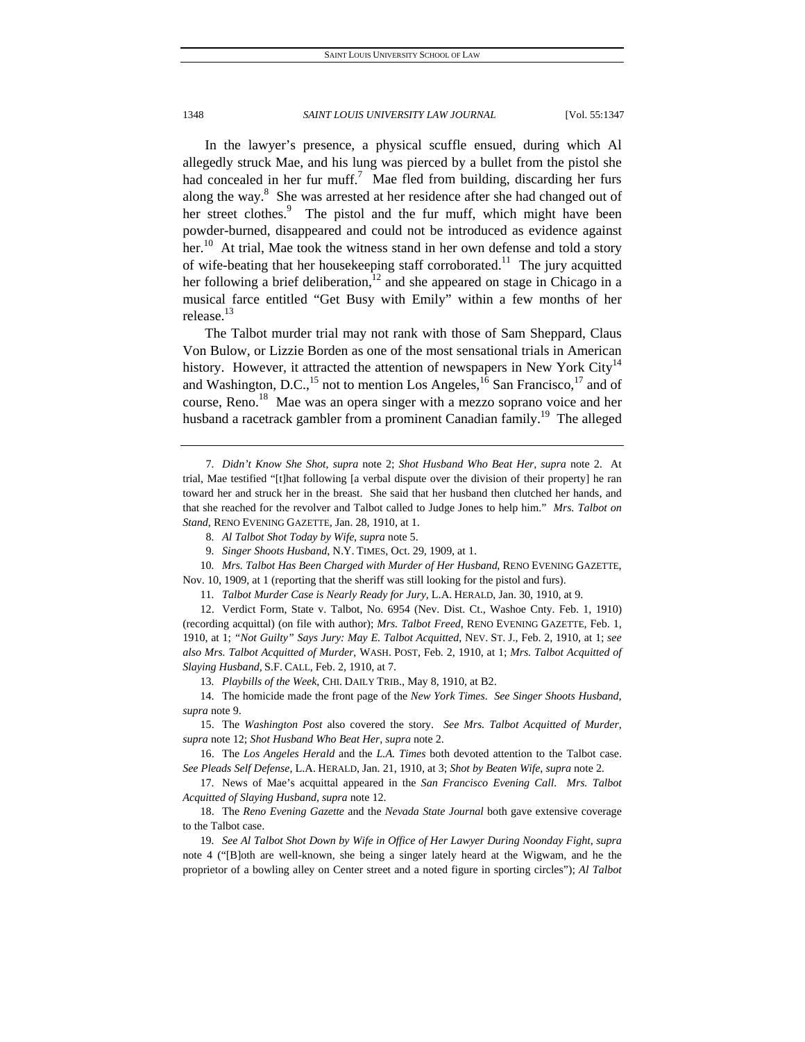In the lawyer's presence, a physical scuffle ensued, during which Al allegedly struck Mae, and his lung was pierced by a bullet from the pistol she had concealed in her fur muff.[7] Mae fled from building, discarding her furs along the way.[8] She was arrested at her residence after she had changed out of her street clothes.[9] The pistol and the fur muff, which might have been powder-burned, disappeared and could not be introduced as evidence against her.[10] At trial, Mae took the witness stand in her own defense and told a story of wife-beating that her housekeeping staff corroborated.[11] The jury acquitted her following a brief deliberation,[12] and she appeared on stage in Chicago in a musical farce entitled "Get Busy with Emily" within a few months of her release.[13]

The Talbot murder trial may not rank with those of Sam Sheppard, Claus Von Bulow, or Lizzie Borden as one of the most sensational trials in American history. However, it attracted the attention of newspapers in New York City[14] and Washington, D.C.,[15] not to mention Los Angeles,[16] San Francisco,[17] and of course, Reno.[18] Mae was an opera singer with a mezzo soprano voice and her husband a racetrack gambler from a prominent Canadian family.[19] The alleged

7. *Didn't Know She Shot*, *supra* note 2; *Shot Husband Who Beat Her*, *supra* note 2. At trial, Mae testified "[t]hat following [a verbal dispute over the division of their property] he ran toward her and struck her in the breast. She said that her husband then clutched her hands, and that she reached for the revolver and Talbot called to Judge Jones to help him." *Mrs. Talbot on Stand*, RENO EVENING GAZETTE, Jan. 28, 1910, at 1.

8. *Al Talbot Shot Today by Wife*, *supra* note 5.

9. *Singer Shoots Husband*, N.Y. TIMES, Oct. 29, 1909, at 1.

10. *Mrs. Talbot Has Been Charged with Murder of Her Husband*, RENO EVENING GAZETTE, Nov. 10, 1909, at 1 (reporting that the sheriff was still looking for the pistol and furs).

11. *Talbot Murder Case is Nearly Ready for Jury*, L.A. HERALD, Jan. 30, 1910, at 9.

12. Verdict Form, State v. Talbot, No. 6954 (Nev. Dist. Ct., Washoe Cnty. Feb. 1, 1910) (recording acquittal) (on file with author); *Mrs. Talbot Freed*, RENO EVENING GAZETTE, Feb. 1, 1910, at 1; *"Not Guilty" Says Jury: May E. Talbot Acquitted*, NEV. ST. J., Feb. 2, 1910, at 1; *see also Mrs. Talbot Acquitted of Murder*, WASH. POST, Feb. 2, 1910, at 1; *Mrs. Talbot Acquitted of Slaying Husband*, S.F. CALL, Feb. 2, 1910, at 7.

13. *Playbills of the Week*, CHI. DAILY TRIB., May 8, 1910, at B2.

14. The homicide made the front page of the *New York Times*. *See Singer Shoots Husband*, *supra* note 9.

15. The *Washington Post* also covered the story. *See Mrs. Talbot Acquitted of Murder*, *supra* note 12; *Shot Husband Who Beat Her*, *supra* note 2.

16. The *Los Angeles Herald* and the *L.A. Times* both devoted attention to the Talbot case. *See Pleads Self Defense*, L.A. HERALD, Jan. 21, 1910, at 3; *Shot by Beaten Wife*, *supra* note 2.

17. News of Mae's acquittal appeared in the *San Francisco Evening Call*. *Mrs. Talbot Acquitted of Slaying Husband*, *supra* note 12.

18. The *Reno Evening Gazette* and the *Nevada State Journal* both gave extensive coverage to the Talbot case.

19. *See Al Talbot Shot Down by Wife in Office of Her Lawyer During Noonday Fight*, *supra* note 4 ("[B]oth are well-known, she being a singer lately heard at the Wigwam, and he the proprietor of a bowling alley on Center street and a noted figure in sporting circles"); *Al Talbot*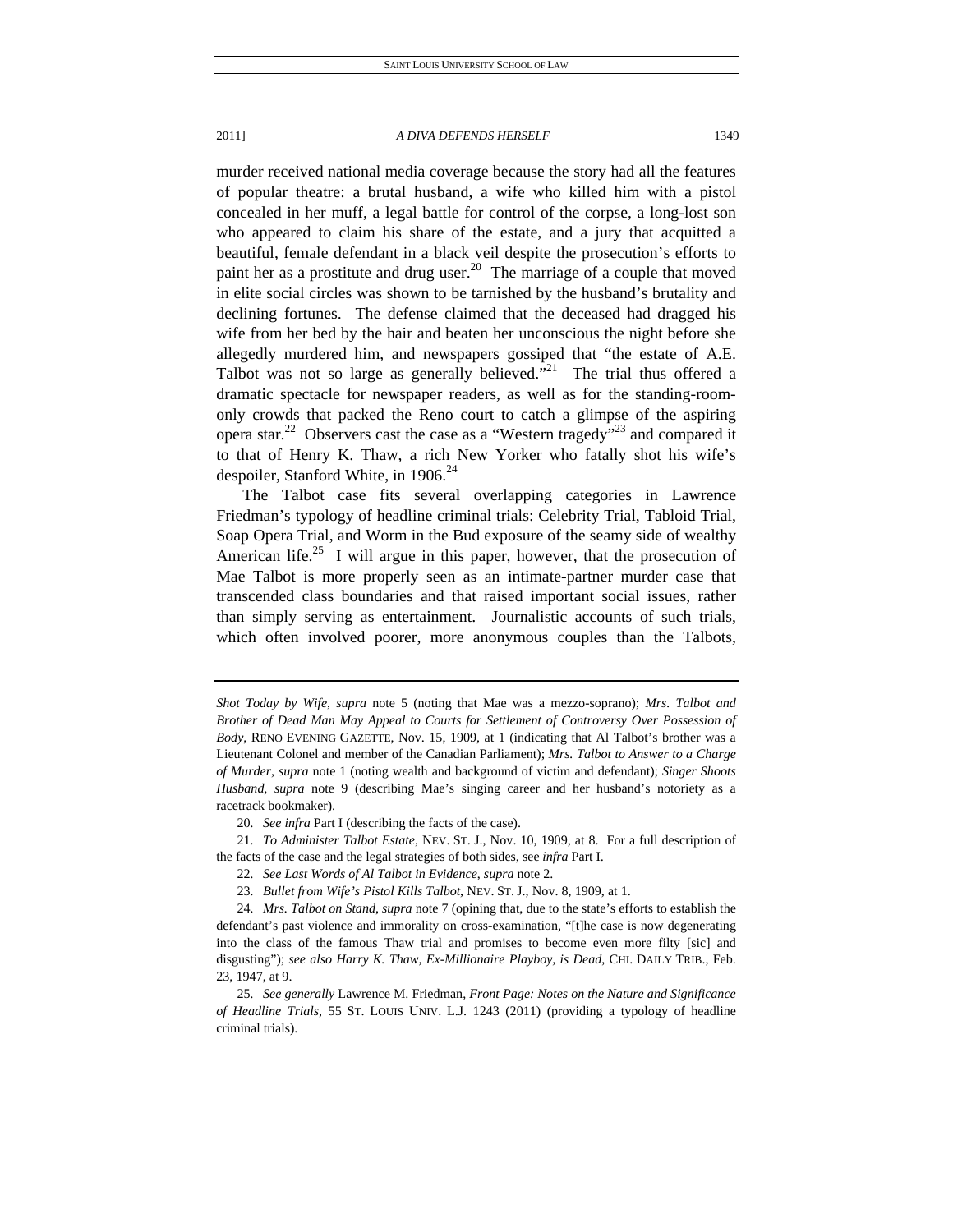murder received national media coverage because the story had all the features of popular theatre: a brutal husband, a wife who killed him with a pistol concealed in her muff, a legal battle for control of the corpse, a long-lost son who appeared to claim his share of the estate, and a jury that acquitted a beautiful, female defendant in a black veil despite the prosecution's efforts to paint her as a prostitute and drug user.[20] The marriage of a couple that moved in elite social circles was shown to be tarnished by the husband's brutality and declining fortunes. The defense claimed that the deceased had dragged his wife from her bed by the hair and beaten her unconscious the night before she allegedly murdered him, and newspapers gossiped that "the estate of A.E. Talbot was not so large as generally believed."[21] The trial thus offered a dramatic spectacle for newspaper readers, as well as for the standing-room-only crowds that packed the Reno court to catch a glimpse of the aspiring opera star.[22] Observers cast the case as a "Western tragedy"[23] and compared it to that of Henry K. Thaw, a rich New Yorker who fatally shot his wife's despoiler, Stanford White, in 1906.[24]

The Talbot case fits several overlapping categories in Lawrence Friedman's typology of headline criminal trials: Celebrity Trial, Tabloid Trial, Soap Opera Trial, and Worm in the Bud exposure of the seamy side of wealthy American life.[25] I will argue in this paper, however, that the prosecution of Mae Talbot is more properly seen as an intimate-partner murder case that transcended class boundaries and that raised important social issues, rather than simply serving as entertainment. Journalistic accounts of such trials, which often involved poorer, more anonymous couples than the Talbots,

---

*Shot Today by Wife*, *supra* note 5 (noting that Mae was a mezzo-soprano); *Mrs. Talbot and Brother of Dead Man May Appeal to Courts for Settlement of Controversy Over Possession of Body*, RENO EVENING GAZETTE, Nov. 15, 1909, at 1 (indicating that Al Talbot's brother was a Lieutenant Colonel and member of the Canadian Parliament); *Mrs. Talbot to Answer to a Charge of Murder*, *supra* note 1 (noting wealth and background of victim and defendant); *Singer Shoots Husband*, *supra* note 9 (describing Mae's singing career and her husband's notoriety as a racetrack bookmaker).

20. *See infra* Part I (describing the facts of the case).

21. *To Administer Talbot Estate*, NEV. ST. J., Nov. 10, 1909, at 8. For a full description of the facts of the case and the legal strategies of both sides, see *infra* Part I.

22. *See Last Words of Al Talbot in Evidence*, *supra* note 2.

23. *Bullet from Wife's Pistol Kills Talbot*, NEV. ST. J., Nov. 8, 1909, at 1.

24. *Mrs. Talbot on Stand*, *supra* note 7 (opining that, due to the state's efforts to establish the defendant's past violence and immorality on cross-examination, "[t]he case is now degenerating into the class of the famous Thaw trial and promises to become even more filty [sic] and disgusting"); *see also Harry K. Thaw, Ex-Millionaire Playboy, is Dead*, CHI. DAILY TRIB., Feb. 23, 1947, at 9.

25. *See generally* Lawrence M. Friedman, *Front Page: Notes on the Nature and Significance of Headline Trials*, 55 ST. LOUIS UNIV. L.J. 1243 (2011) (providing a typology of headline criminal trials).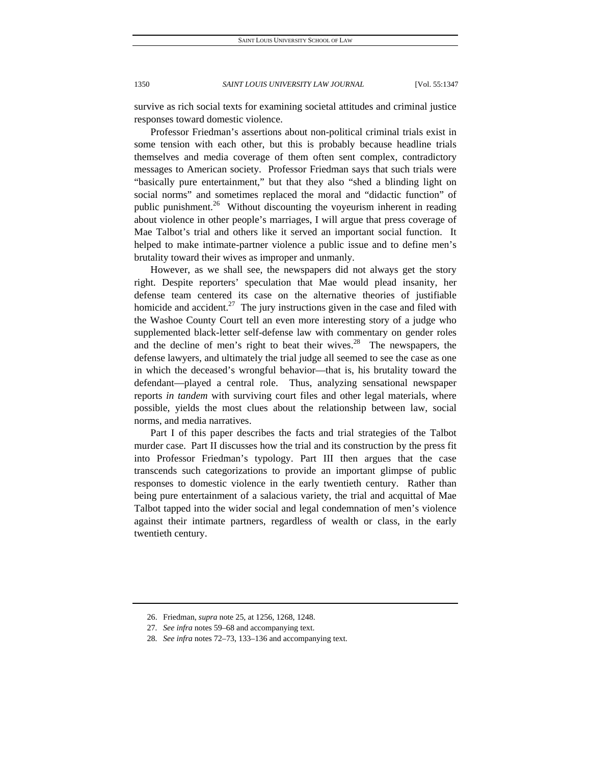survive as rich social texts for examining societal attitudes and criminal justice responses toward domestic violence.

Professor Friedman's assertions about non-political criminal trials exist in some tension with each other, but this is probably because headline trials themselves and media coverage of them often sent complex, contradictory messages to American society. Professor Friedman says that such trials were "basically pure entertainment," but that they also "shed a blinding light on social norms" and sometimes replaced the moral and "didactic function" of public punishment.[26] Without discounting the voyeurism inherent in reading about violence in other people's marriages, I will argue that press coverage of Mae Talbot's trial and others like it served an important social function. It helped to make intimate-partner violence a public issue and to define men's brutality toward their wives as improper and unmanly.

However, as we shall see, the newspapers did not always get the story right. Despite reporters' speculation that Mae would plead insanity, her defense team centered its case on the alternative theories of justifiable homicide and accident.[27] The jury instructions given in the case and filed with the Washoe County Court tell an even more interesting story of a judge who supplemented black-letter self-defense law with commentary on gender roles and the decline of men's right to beat their wives.[28] The newspapers, the defense lawyers, and ultimately the trial judge all seemed to see the case as one in which the deceased's wrongful behavior—that is, his brutality toward the defendant—played a central role. Thus, analyzing sensational newspaper reports *in tandem* with surviving court files and other legal materials, where possible, yields the most clues about the relationship between law, social norms, and media narratives.

Part I of this paper describes the facts and trial strategies of the Talbot murder case. Part II discusses how the trial and its construction by the press fit into Professor Friedman's typology. Part III then argues that the case transcends such categorizations to provide an important glimpse of public responses to domestic violence in the early twentieth century. Rather than being pure entertainment of a salacious variety, the trial and acquittal of Mae Talbot tapped into the wider social and legal condemnation of men's violence against their intimate partners, regardless of wealth or class, in the early twentieth century.

---

26. Friedman, *supra* note 25, at 1256, 1268, 1248.

27. *See infra* notes 59–68 and accompanying text.

28. *See infra* notes 72–73, 133–136 and accompanying text.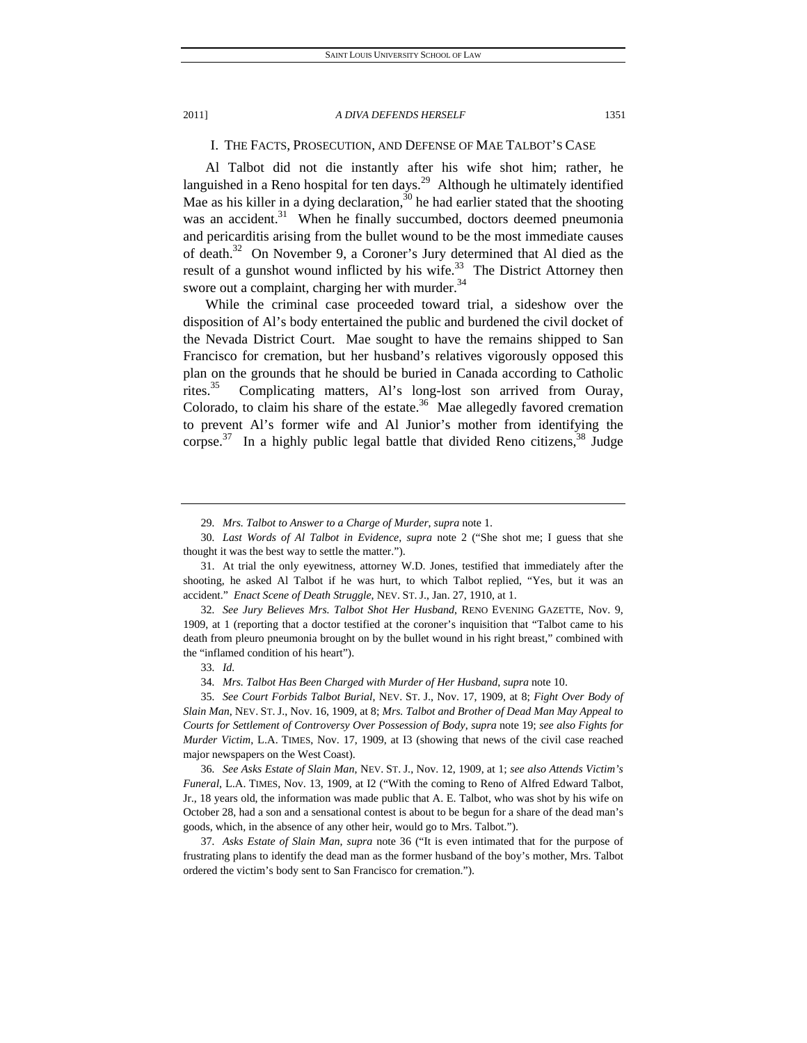## I. THE FACTS, PROSECUTION, AND DEFENSE OF MAE TALBOT'S CASE

Al Talbot did not die instantly after his wife shot him; rather, he languished in a Reno hospital for ten days.[29] Although he ultimately identified Mae as his killer in a dying declaration,[30] he had earlier stated that the shooting was an accident.[31] When he finally succumbed, doctors deemed pneumonia and pericarditis arising from the bullet wound to be the most immediate causes of death.[32] On November 9, a Coroner's Jury determined that Al died as the result of a gunshot wound inflicted by his wife.[33] The District Attorney then swore out a complaint, charging her with murder.[34]

While the criminal case proceeded toward trial, a sideshow over the disposition of Al's body entertained the public and burdened the civil docket of the Nevada District Court. Mae sought to have the remains shipped to San Francisco for cremation, but her husband's relatives vigorously opposed this plan on the grounds that he should be buried in Canada according to Catholic rites.[35] Complicating matters, Al's long-lost son arrived from Ouray, Colorado, to claim his share of the estate.[36] Mae allegedly favored cremation to prevent Al's former wife and Al Junior's mother from identifying the corpse.[37] In a highly public legal battle that divided Reno citizens,[38] Judge

---

29. *Mrs. Talbot to Answer to a Charge of Murder*, *supra* note 1.

30. *Last Words of Al Talbot in Evidence*, *supra* note 2 ("She shot me; I guess that she thought it was the best way to settle the matter.").

31. At trial the only eyewitness, attorney W.D. Jones, testified that immediately after the shooting, he asked Al Talbot if he was hurt, to which Talbot replied, "Yes, but it was an accident." *Enact Scene of Death Struggle*, NEV. ST. J., Jan. 27, 1910, at 1.

32. *See Jury Believes Mrs. Talbot Shot Her Husband*, RENO EVENING GAZETTE, Nov. 9, 1909, at 1 (reporting that a doctor testified at the coroner's inquisition that "Talbot came to his death from pleuro pneumonia brought on by the bullet wound in his right breast," combined with the "inflamed condition of his heart").

33. *Id.*

34. *Mrs. Talbot Has Been Charged with Murder of Her Husband*, *supra* note 10.

35. *See Court Forbids Talbot Burial*, NEV. ST. J., Nov. 17, 1909, at 8; *Fight Over Body of Slain Man*, NEV. ST. J., Nov. 16, 1909, at 8; *Mrs. Talbot and Brother of Dead Man May Appeal to Courts for Settlement of Controversy Over Possession of Body*, *supra* note 19; *see also Fights for Murder Victim*, L.A. TIMES, Nov. 17, 1909, at I3 (showing that news of the civil case reached major newspapers on the West Coast).

36. *See Asks Estate of Slain Man*, NEV. ST. J., Nov. 12, 1909, at 1; *see also Attends Victim's Funeral*, L.A. TIMES, Nov. 13, 1909, at I2 ("With the coming to Reno of Alfred Edward Talbot, Jr., 18 years old, the information was made public that A. E. Talbot, who was shot by his wife on October 28, had a son and a sensational contest is about to be begun for a share of the dead man's goods, which, in the absence of any other heir, would go to Mrs. Talbot.").

37. *Asks Estate of Slain Man*, *supra* note 36 ("It is even intimated that for the purpose of frustrating plans to identify the dead man as the former husband of the boy's mother, Mrs. Talbot ordered the victim's body sent to San Francisco for cremation.").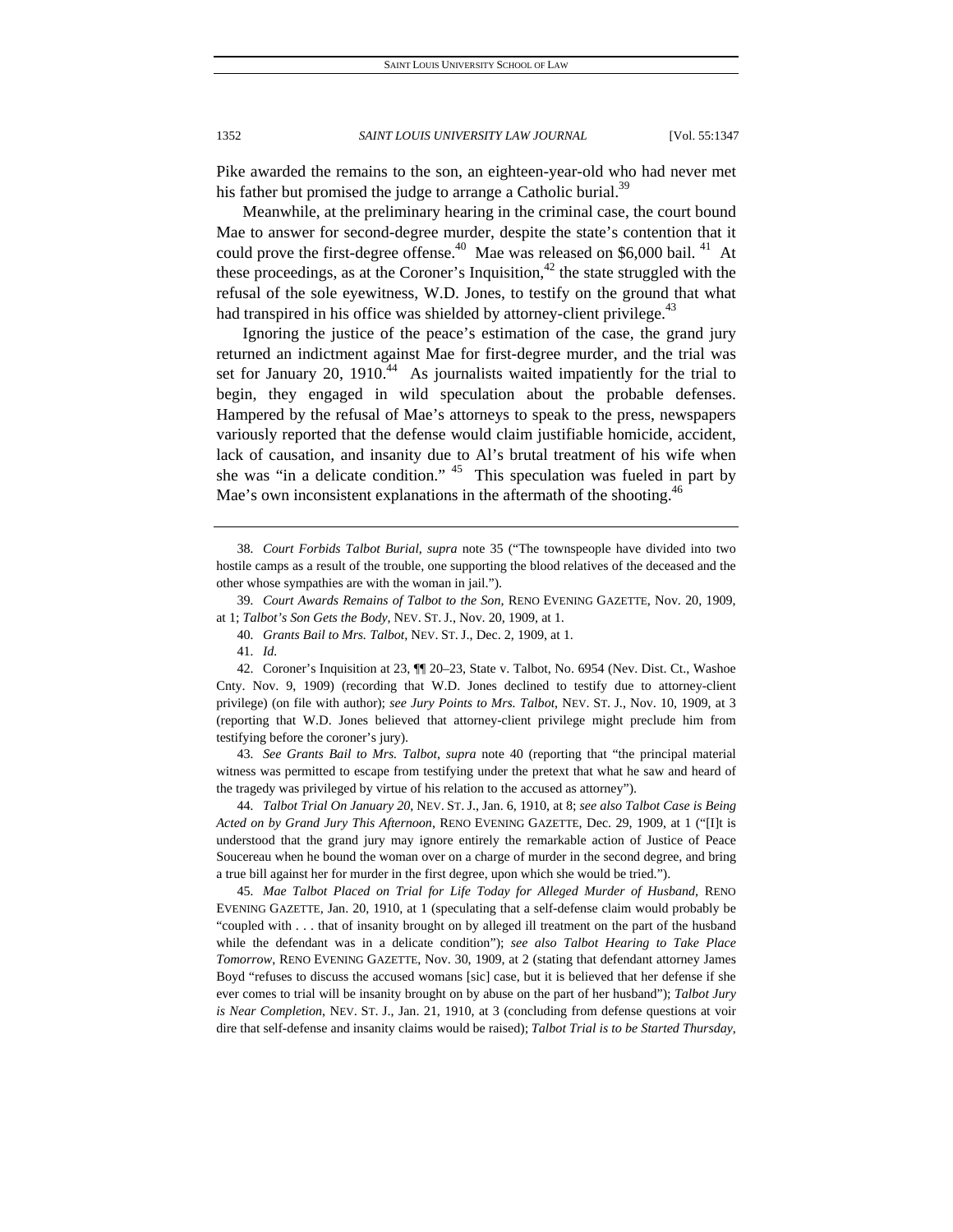Pike awarded the remains to the son, an eighteen-year-old who had never met his father but promised the judge to arrange a Catholic burial.[39]

Meanwhile, at the preliminary hearing in the criminal case, the court bound Mae to answer for second-degree murder, despite the state's contention that it could prove the first-degree offense.[40] Mae was released on $6,000 bail.[41] At these proceedings, as at the Coroner's Inquisition,[42] the state struggled with the refusal of the sole eyewitness, W.D. Jones, to testify on the ground that what had transpired in his office was shielded by attorney-client privilege.[43]

Ignoring the justice of the peace's estimation of the case, the grand jury returned an indictment against Mae for first-degree murder, and the trial was set for January 20, 1910.[44] As journalists waited impatiently for the trial to begin, they engaged in wild speculation about the probable defenses. Hampered by the refusal of Mae's attorneys to speak to the press, newspapers variously reported that the defense would claim justifiable homicide, accident, lack of causation, and insanity due to Al's brutal treatment of his wife when she was "in a delicate condition."[45] This speculation was fueled in part by Mae's own inconsistent explanations in the aftermath of the shooting.[46]

---

38. *Court Forbids Talbot Burial*, *supra* note 35 ("The townspeople have divided into two hostile camps as a result of the trouble, one supporting the blood relatives of the deceased and the other whose sympathies are with the woman in jail.").

39. *Court Awards Remains of Talbot to the Son*, RENO EVENING GAZETTE, Nov. 20, 1909, at 1; *Talbot's Son Gets the Body*, NEV. ST. J., Nov. 20, 1909, at 1.

40. *Grants Bail to Mrs. Talbot*, NEV. ST. J., Dec. 2, 1909, at 1.

41. *Id.*

42. Coroner's Inquisition at 23, ¶¶ 20–23, State v. Talbot, No. 6954 (Nev. Dist. Ct., Washoe Cnty. Nov. 9, 1909) (recording that W.D. Jones declined to testify due to attorney-client privilege) (on file with author); *see Jury Points to Mrs. Talbot*, NEV. ST. J., Nov. 10, 1909, at 3 (reporting that W.D. Jones believed that attorney-client privilege might preclude him from testifying before the coroner's jury).

43. *See Grants Bail to Mrs. Talbot*, *supra* note 40 (reporting that "the principal material witness was permitted to escape from testifying under the pretext that what he saw and heard of the tragedy was privileged by virtue of his relation to the accused as attorney").

44. *Talbot Trial On January 20*, NEV. ST. J., Jan. 6, 1910, at 8; *see also Talbot Case is Being Acted on by Grand Jury This Afternoon*, RENO EVENING GAZETTE, Dec. 29, 1909, at 1 ("[I]t is understood that the grand jury may ignore entirely the remarkable action of Justice of Peace Soucereau when he bound the woman over on a charge of murder in the second degree, and bring a true bill against her for murder in the first degree, upon which she would be tried.").

45. *Mae Talbot Placed on Trial for Life Today for Alleged Murder of Husband*, RENO EVENING GAZETTE, Jan. 20, 1910, at 1 (speculating that a self-defense claim would probably be "coupled with . . . that of insanity brought on by alleged ill treatment on the part of the husband while the defendant was in a delicate condition"); *see also Talbot Hearing to Take Place Tomorrow*, RENO EVENING GAZETTE, Nov. 30, 1909, at 2 (stating that defendant attorney James Boyd "refuses to discuss the accused womans [sic] case, but it is believed that her defense if she ever comes to trial will be insanity brought on by abuse on the part of her husband"); *Talbot Jury is Near Completion*, NEV. ST. J., Jan. 21, 1910, at 3 (concluding from defense questions at voir dire that self-defense and insanity claims would be raised); *Talbot Trial is to be Started Thursday*,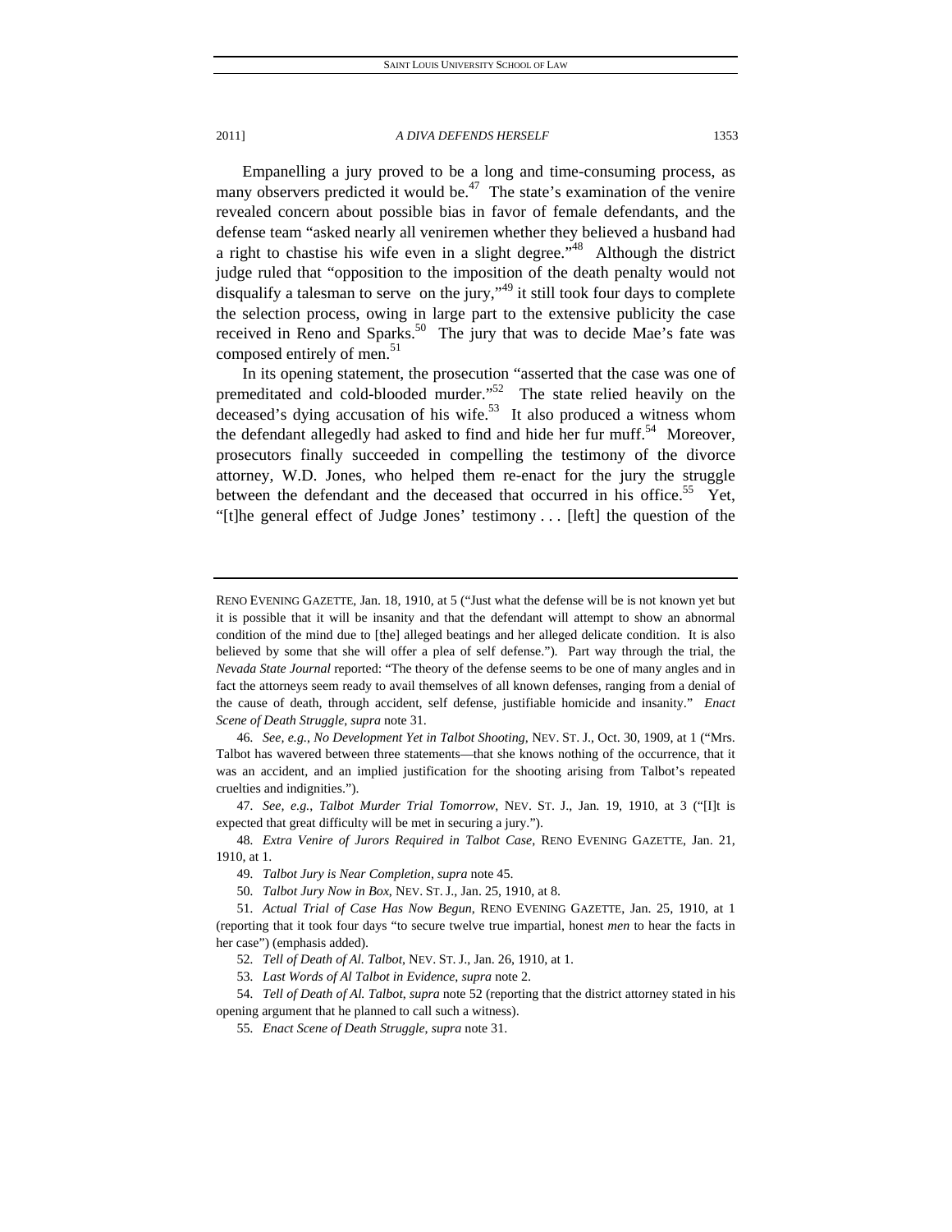Empanelling a jury proved to be a long and time-consuming process, as many observers predicted it would be.[47] The state's examination of the venire revealed concern about possible bias in favor of female defendants, and the defense team "asked nearly all veniremen whether they believed a husband had a right to chastise his wife even in a slight degree."[48] Although the district judge ruled that "opposition to the imposition of the death penalty would not disqualify a talesman to serve on the jury,"[49] it still took four days to complete the selection process, owing in large part to the extensive publicity the case received in Reno and Sparks.[50] The jury that was to decide Mae's fate was composed entirely of men.[51]

In its opening statement, the prosecution "asserted that the case was one of premeditated and cold-blooded murder."[52] The state relied heavily on the deceased's dying accusation of his wife.[53] It also produced a witness whom the defendant allegedly had asked to find and hide her fur muff.[54] Moreover, prosecutors finally succeeded in compelling the testimony of the divorce attorney, W.D. Jones, who helped them re-enact for the jury the struggle between the defendant and the deceased that occurred in his office.[55] Yet, "[t]he general effect of Judge Jones' testimony . . . [left] the question of the

---

RENO EVENING GAZETTE, Jan. 18, 1910, at 5 ("Just what the defense will be is not known yet but it is possible that it will be insanity and that the defendant will attempt to show an abnormal condition of the mind due to [the] alleged beatings and her alleged delicate condition. It is also believed by some that she will offer a plea of self defense."). Part way through the trial, the *Nevada State Journal* reported: "The theory of the defense seems to be one of many angles and in fact the attorneys seem ready to avail themselves of all known defenses, ranging from a denial of the cause of death, through accident, self defense, justifiable homicide and insanity." *Enact Scene of Death Struggle*, *supra* note 31.

46. *See, e.g.*, *No Development Yet in Talbot Shooting*, NEV. ST. J., Oct. 30, 1909, at 1 ("Mrs. Talbot has wavered between three statements—that she knows nothing of the occurrence, that it was an accident, and an implied justification for the shooting arising from Talbot's repeated cruelties and indignities.").

47. *See, e.g.*, *Talbot Murder Trial Tomorrow*, NEV. ST. J., Jan. 19, 1910, at 3 ("[I]t is expected that great difficulty will be met in securing a jury.").

48. *Extra Venire of Jurors Required in Talbot Case*, RENO EVENING GAZETTE, Jan. 21, 1910, at 1.

49. *Talbot Jury is Near Completion*, *supra* note 45.

50. *Talbot Jury Now in Box*, NEV. ST. J., Jan. 25, 1910, at 8.

51. *Actual Trial of Case Has Now Begun*, RENO EVENING GAZETTE, Jan. 25, 1910, at 1 (reporting that it took four days "to secure twelve true impartial, honest *men* to hear the facts in her case") (emphasis added).

52. *Tell of Death of Al. Talbot*, NEV. ST. J., Jan. 26, 1910, at 1.

53. *Last Words of Al Talbot in Evidence*, *supra* note 2.

54. *Tell of Death of Al. Talbot*, *supra* note 52 (reporting that the district attorney stated in his opening argument that he planned to call such a witness).

55. *Enact Scene of Death Struggle*, *supra* note 31.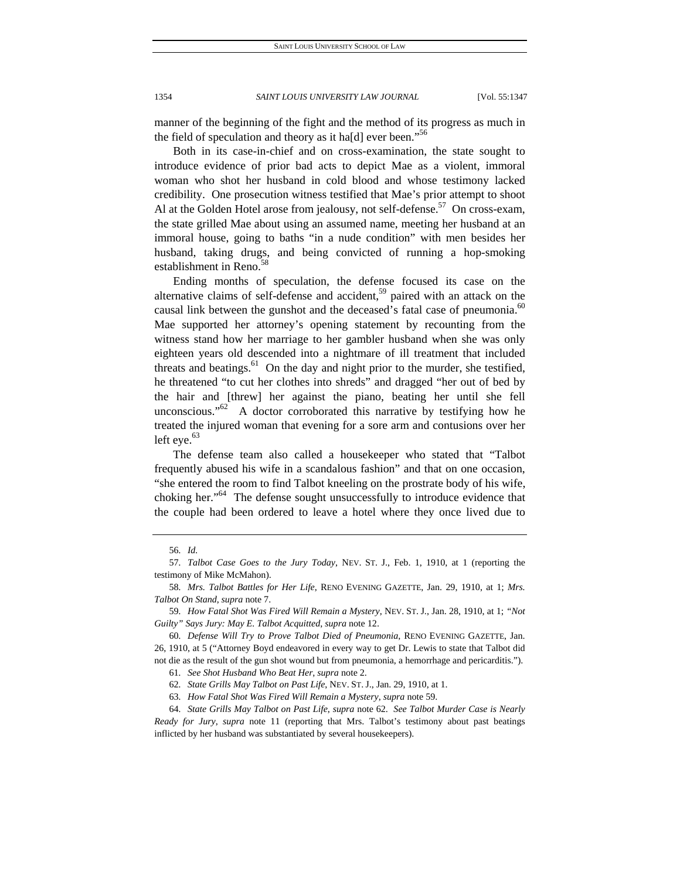manner of the beginning of the fight and the method of its progress as much in the field of speculation and theory as it ha[d] ever been."[56]

Both in its case-in-chief and on cross-examination, the state sought to introduce evidence of prior bad acts to depict Mae as a violent, immoral woman who shot her husband in cold blood and whose testimony lacked credibility. One prosecution witness testified that Mae's prior attempt to shoot Al at the Golden Hotel arose from jealousy, not self-defense.[57] On cross-exam, the state grilled Mae about using an assumed name, meeting her husband at an immoral house, going to baths "in a nude condition" with men besides her husband, taking drugs, and being convicted of running a hop-smoking establishment in Reno.[58]

Ending months of speculation, the defense focused its case on the alternative claims of self-defense and accident,[59] paired with an attack on the causal link between the gunshot and the deceased's fatal case of pneumonia.[60] Mae supported her attorney's opening statement by recounting from the witness stand how her marriage to her gambler husband when she was only eighteen years old descended into a nightmare of ill treatment that included threats and beatings.[61] On the day and night prior to the murder, she testified, he threatened "to cut her clothes into shreds" and dragged "her out of bed by the hair and [threw] her against the piano, beating her until she fell unconscious."[62] A doctor corroborated this narrative by testifying how he treated the injured woman that evening for a sore arm and contusions over her left eye.[63]

The defense team also called a housekeeper who stated that "Talbot frequently abused his wife in a scandalous fashion" and that on one occasion, "she entered the room to find Talbot kneeling on the prostrate body of his wife, choking her."[64] The defense sought unsuccessfully to introduce evidence that the couple had been ordered to leave a hotel where they once lived due to

---

56. *Id.*

57. *Talbot Case Goes to the Jury Today*, NEV. ST. J., Feb. 1, 1910, at 1 (reporting the testimony of Mike McMahon).

58. *Mrs. Talbot Battles for Her Life*, RENO EVENING GAZETTE, Jan. 29, 1910, at 1; *Mrs. Talbot On Stand*, *supra* note 7.

59. *How Fatal Shot Was Fired Will Remain a Mystery*, NEV. ST. J., Jan. 28, 1910, at 1; *"Not Guilty" Says Jury: May E. Talbot Acquitted*, *supra* note 12.

60. *Defense Will Try to Prove Talbot Died of Pneumonia*, RENO EVENING GAZETTE, Jan. 26, 1910, at 5 ("Attorney Boyd endeavored in every way to get Dr. Lewis to state that Talbot did not die as the result of the gun shot wound but from pneumonia, a hemorrhage and pericarditis.").

61. *See Shot Husband Who Beat Her*, *supra* note 2.

62. *State Grills May Talbot on Past Life*, NEV. ST. J., Jan. 29, 1910, at 1.

63. *How Fatal Shot Was Fired Will Remain a Mystery*, *supra* note 59.

64. *State Grills May Talbot on Past Life*, *supra* note 62. *See Talbot Murder Case is Nearly Ready for Jury*, *supra* note 11 (reporting that Mrs. Talbot's testimony about past beatings inflicted by her husband was substantiated by several housekeepers).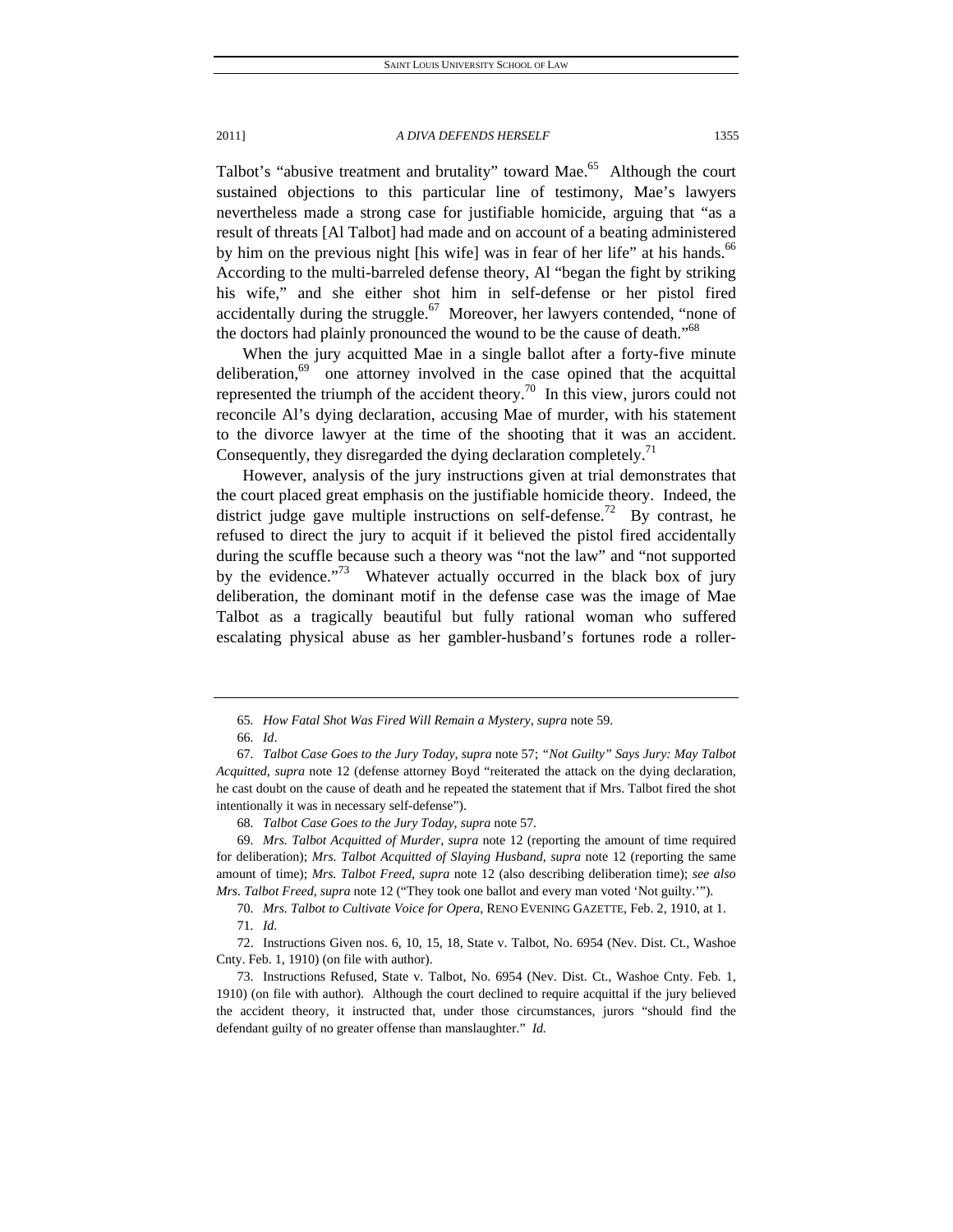Talbot's "abusive treatment and brutality" toward Mae.[65] Although the court sustained objections to this particular line of testimony, Mae's lawyers nevertheless made a strong case for justifiable homicide, arguing that "as a result of threats [Al Talbot] had made and on account of a beating administered by him on the previous night [his wife] was in fear of her life" at his hands.[66] According to the multi-barreled defense theory, Al "began the fight by striking his wife," and she either shot him in self-defense or her pistol fired accidentally during the struggle.[67] Moreover, her lawyers contended, "none of the doctors had plainly pronounced the wound to be the cause of death."[68]

When the jury acquitted Mae in a single ballot after a forty-five minute deliberation,[69] one attorney involved in the case opined that the acquittal represented the triumph of the accident theory.[70] In this view, jurors could not reconcile Al's dying declaration, accusing Mae of murder, with his statement to the divorce lawyer at the time of the shooting that it was an accident. Consequently, they disregarded the dying declaration completely.[71]

However, analysis of the jury instructions given at trial demonstrates that the court placed great emphasis on the justifiable homicide theory. Indeed, the district judge gave multiple instructions on self-defense.[72] By contrast, he refused to direct the jury to acquit if it believed the pistol fired accidentally during the scuffle because such a theory was "not the law" and "not supported by the evidence."[73] Whatever actually occurred in the black box of jury deliberation, the dominant motif in the defense case was the image of Mae Talbot as a tragically beautiful but fully rational woman who suffered escalating physical abuse as her gambler-husband's fortunes rode a roller-

---

65. *How Fatal Shot Was Fired Will Remain a Mystery*, *supra* note 59.

66. *Id*.

67. *Talbot Case Goes to the Jury Today*, *supra* note 57; *"Not Guilty" Says Jury: May Talbot Acquitted*, *supra* note 12 (defense attorney Boyd "reiterated the attack on the dying declaration, he cast doubt on the cause of death and he repeated the statement that if Mrs. Talbot fired the shot intentionally it was in necessary self-defense").

68. *Talbot Case Goes to the Jury Today*, *supra* note 57.

69. *Mrs. Talbot Acquitted of Murder*, *supra* note 12 (reporting the amount of time required for deliberation); *Mrs. Talbot Acquitted of Slaying Husband*, *supra* note 12 (reporting the same amount of time); *Mrs. Talbot Freed*, *supra* note 12 (also describing deliberation time); *see also Mrs. Talbot Freed*, *supra* note 12 ("They took one ballot and every man voted 'Not guilty.'").

70. *Mrs. Talbot to Cultivate Voice for Opera*, RENO EVENING GAZETTE, Feb. 2, 1910, at 1.

71. *Id.*

72. Instructions Given nos. 6, 10, 15, 18, State v. Talbot, No. 6954 (Nev. Dist. Ct., Washoe Cnty. Feb. 1, 1910) (on file with author).

73. Instructions Refused, State v. Talbot, No. 6954 (Nev. Dist. Ct., Washoe Cnty. Feb. 1, 1910) (on file with author). Although the court declined to require acquittal if the jury believed the accident theory, it instructed that, under those circumstances, jurors "should find the defendant guilty of no greater offense than manslaughter." *Id.*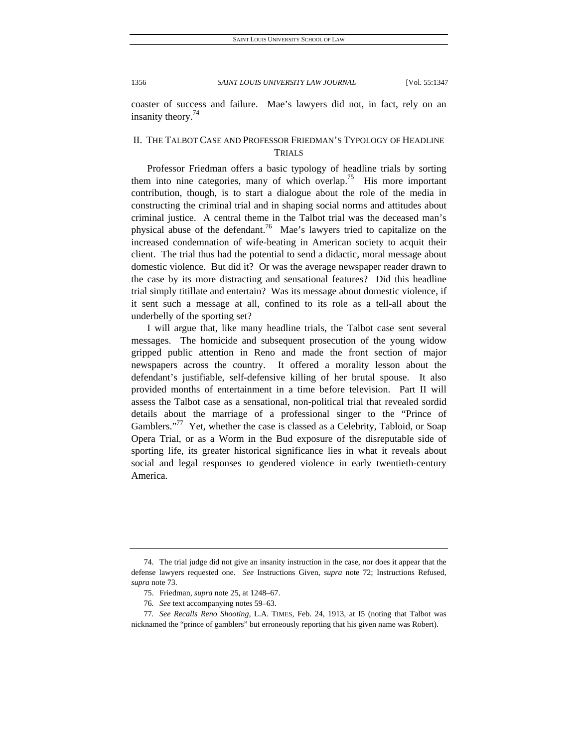coaster of success and failure. Mae's lawyers did not, in fact, rely on an insanity theory.[74]

## II. THE TALBOT CASE AND PROFESSOR FRIEDMAN'S TYPOLOGY OF HEADLINE TRIALS

Professor Friedman offers a basic typology of headline trials by sorting them into nine categories, many of which overlap.[75] His more important contribution, though, is to start a dialogue about the role of the media in constructing the criminal trial and in shaping social norms and attitudes about criminal justice. A central theme in the Talbot trial was the deceased man's physical abuse of the defendant.[76] Mae's lawyers tried to capitalize on the increased condemnation of wife-beating in American society to acquit their client. The trial thus had the potential to send a didactic, moral message about domestic violence. But did it? Or was the average newspaper reader drawn to the case by its more distracting and sensational features? Did this headline trial simply titillate and entertain? Was its message about domestic violence, if it sent such a message at all, confined to its role as a tell-all about the underbelly of the sporting set?

I will argue that, like many headline trials, the Talbot case sent several messages. The homicide and subsequent prosecution of the young widow gripped public attention in Reno and made the front section of major newspapers across the country. It offered a morality lesson about the defendant's justifiable, self-defensive killing of her brutal spouse. It also provided months of entertainment in a time before television. Part II will assess the Talbot case as a sensational, non-political trial that revealed sordid details about the marriage of a professional singer to the "Prince of Gamblers."[77] Yet, whether the case is classed as a Celebrity, Tabloid, or Soap Opera Trial, or as a Worm in the Bud exposure of the disreputable side of sporting life, its greater historical significance lies in what it reveals about social and legal responses to gendered violence in early twentieth-century America.

---

74. The trial judge did not give an insanity instruction in the case, nor does it appear that the defense lawyers requested one. *See* Instructions Given, *supra* note 72; Instructions Refused, *supra* note 73.

75. Friedman, *supra* note 25, at 1248–67.

76. *See* text accompanying notes 59–63.

77. *See Recalls Reno Shooting*, L.A. TIMES, Feb. 24, 1913, at I5 (noting that Talbot was nicknamed the "prince of gamblers" but erroneously reporting that his given name was Robert).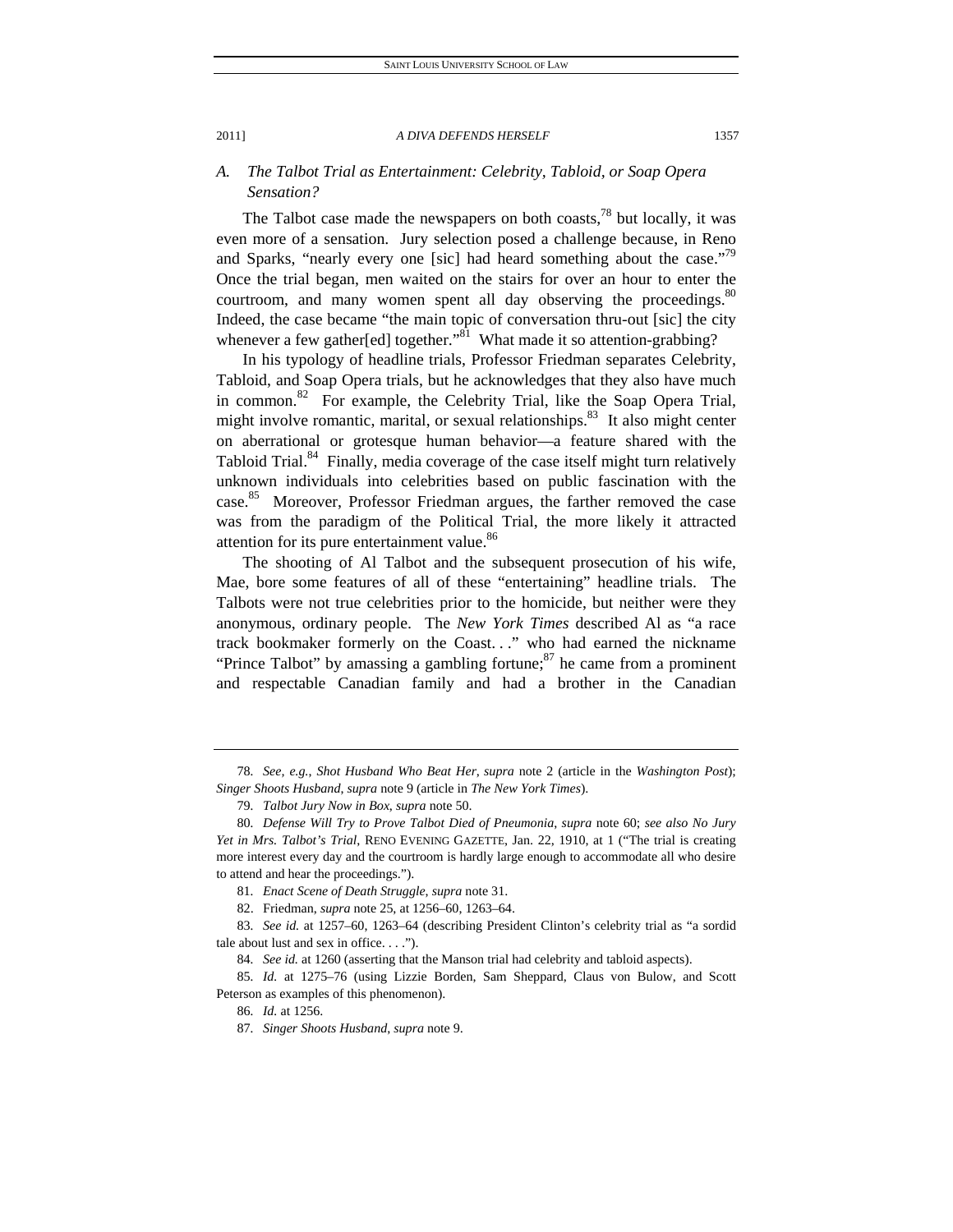### A. *The Talbot Trial as Entertainment: Celebrity, Tabloid, or Soap Opera Sensation?*

The Talbot case made the newspapers on both coasts,[78] but locally, it was even more of a sensation. Jury selection posed a challenge because, in Reno and Sparks, "nearly every one [sic] had heard something about the case."[79] Once the trial began, men waited on the stairs for over an hour to enter the courtroom, and many women spent all day observing the proceedings.[80] Indeed, the case became "the main topic of conversation thru-out [sic] the city whenever a few gather[ed] together."[81] What made it so attention-grabbing?

In his typology of headline trials, Professor Friedman separates Celebrity, Tabloid, and Soap Opera trials, but he acknowledges that they also have much in common.[82] For example, the Celebrity Trial, like the Soap Opera Trial, might involve romantic, marital, or sexual relationships.[83] It also might center on aberrational or grotesque human behavior—a feature shared with the Tabloid Trial.[84] Finally, media coverage of the case itself might turn relatively unknown individuals into celebrities based on public fascination with the case.[85] Moreover, Professor Friedman argues, the farther removed the case was from the paradigm of the Political Trial, the more likely it attracted attention for its pure entertainment value.[86]

The shooting of Al Talbot and the subsequent prosecution of his wife, Mae, bore some features of all of these "entertaining" headline trials. The Talbots were not true celebrities prior to the homicide, but neither were they anonymous, ordinary people. The *New York Times* described Al as "a race track bookmaker formerly on the Coast. . ." who had earned the nickname "Prince Talbot" by amassing a gambling fortune;[87] he came from a prominent and respectable Canadian family and had a brother in the Canadian

---

78. *See, e.g.*, *Shot Husband Who Beat Her*, *supra* note 2 (article in the *Washington Post*); *Singer Shoots Husband*, *supra* note 9 (article in *The New York Times*).

79. *Talbot Jury Now in Box*, *supra* note 50.

80. *Defense Will Try to Prove Talbot Died of Pneumonia*, *supra* note 60; *see also No Jury Yet in Mrs. Talbot's Trial*, RENO EVENING GAZETTE, Jan. 22, 1910, at 1 ("The trial is creating more interest every day and the courtroom is hardly large enough to accommodate all who desire to attend and hear the proceedings.").

81. *Enact Scene of Death Struggle*, *supra* note 31.

82. Friedman, *supra* note 25, at 1256–60, 1263–64.

83. *See id.* at 1257–60, 1263–64 (describing President Clinton's celebrity trial as "a sordid tale about lust and sex in office. . . .").

84. *See id.* at 1260 (asserting that the Manson trial had celebrity and tabloid aspects).

85. *Id.* at 1275–76 (using Lizzie Borden, Sam Sheppard, Claus von Bulow, and Scott Peterson as examples of this phenomenon).

86. *Id.* at 1256.

87. *Singer Shoots Husband*, *supra* note 9.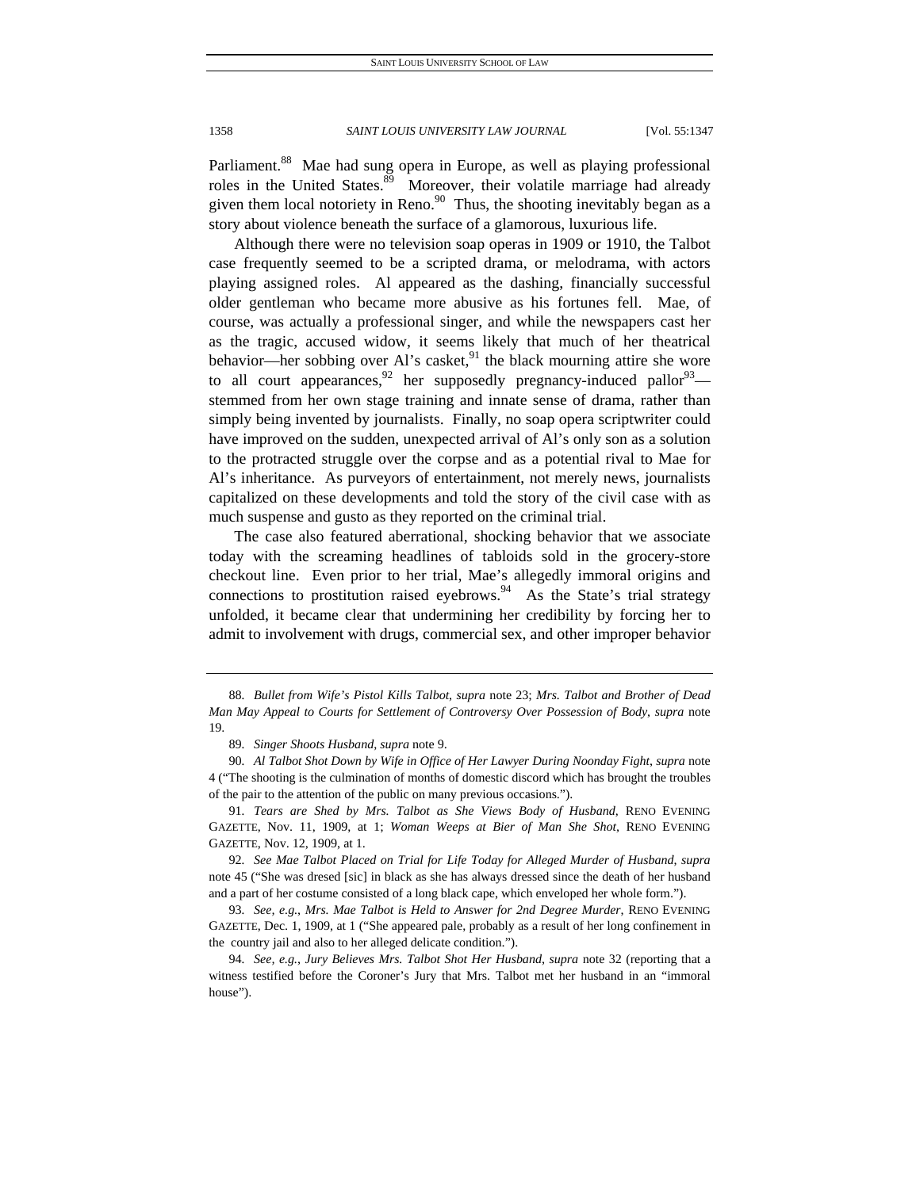Parliament.[88] Mae had sung opera in Europe, as well as playing professional roles in the United States.[89] Moreover, their volatile marriage had already given them local notoriety in Reno.[90] Thus, the shooting inevitably began as a story about violence beneath the surface of a glamorous, luxurious life.

Although there were no television soap operas in 1909 or 1910, the Talbot case frequently seemed to be a scripted drama, or melodrama, with actors playing assigned roles. Al appeared as the dashing, financially successful older gentleman who became more abusive as his fortunes fell. Mae, of course, was actually a professional singer, and while the newspapers cast her as the tragic, accused widow, it seems likely that much of her theatrical behavior—her sobbing over Al's casket,[91] the black mourning attire she wore to all court appearances,[92] her supposedly pregnancy-induced pallor[93]—stemmed from her own stage training and innate sense of drama, rather than simply being invented by journalists. Finally, no soap opera scriptwriter could have improved on the sudden, unexpected arrival of Al's only son as a solution to the protracted struggle over the corpse and as a potential rival to Mae for Al's inheritance. As purveyors of entertainment, not merely news, journalists capitalized on these developments and told the story of the civil case with as much suspense and gusto as they reported on the criminal trial.

The case also featured aberrational, shocking behavior that we associate today with the screaming headlines of tabloids sold in the grocery-store checkout line. Even prior to her trial, Mae's allegedly immoral origins and connections to prostitution raised eyebrows.[94] As the State's trial strategy unfolded, it became clear that undermining her credibility by forcing her to admit to involvement with drugs, commercial sex, and other improper behavior

---

88. *Bullet from Wife's Pistol Kills Talbot*, *supra* note 23; *Mrs. Talbot and Brother of Dead Man May Appeal to Courts for Settlement of Controversy Over Possession of Body*, *supra* note 19.

89. *Singer Shoots Husband*, *supra* note 9.

90. *Al Talbot Shot Down by Wife in Office of Her Lawyer During Noonday Fight*, *supra* note 4 ("The shooting is the culmination of months of domestic discord which has brought the troubles of the pair to the attention of the public on many previous occasions.").

91. *Tears are Shed by Mrs. Talbot as She Views Body of Husband*, RENO EVENING GAZETTE, Nov. 11, 1909, at 1; *Woman Weeps at Bier of Man She Shot*, RENO EVENING GAZETTE, Nov. 12, 1909, at 1.

92. *See Mae Talbot Placed on Trial for Life Today for Alleged Murder of Husband*, *supra* note 45 ("She was dresed [sic] in black as she has always dressed since the death of her husband and a part of her costume consisted of a long black cape, which enveloped her whole form.").

93. *See, e.g.*, *Mrs. Mae Talbot is Held to Answer for 2nd Degree Murder*, RENO EVENING GAZETTE, Dec. 1, 1909, at 1 ("She appeared pale, probably as a result of her long confinement in the country jail and also to her alleged delicate condition.").

94. *See, e.g.*, *Jury Believes Mrs. Talbot Shot Her Husband*, *supra* note 32 (reporting that a witness testified before the Coroner's Jury that Mrs. Talbot met her husband in an "immoral house").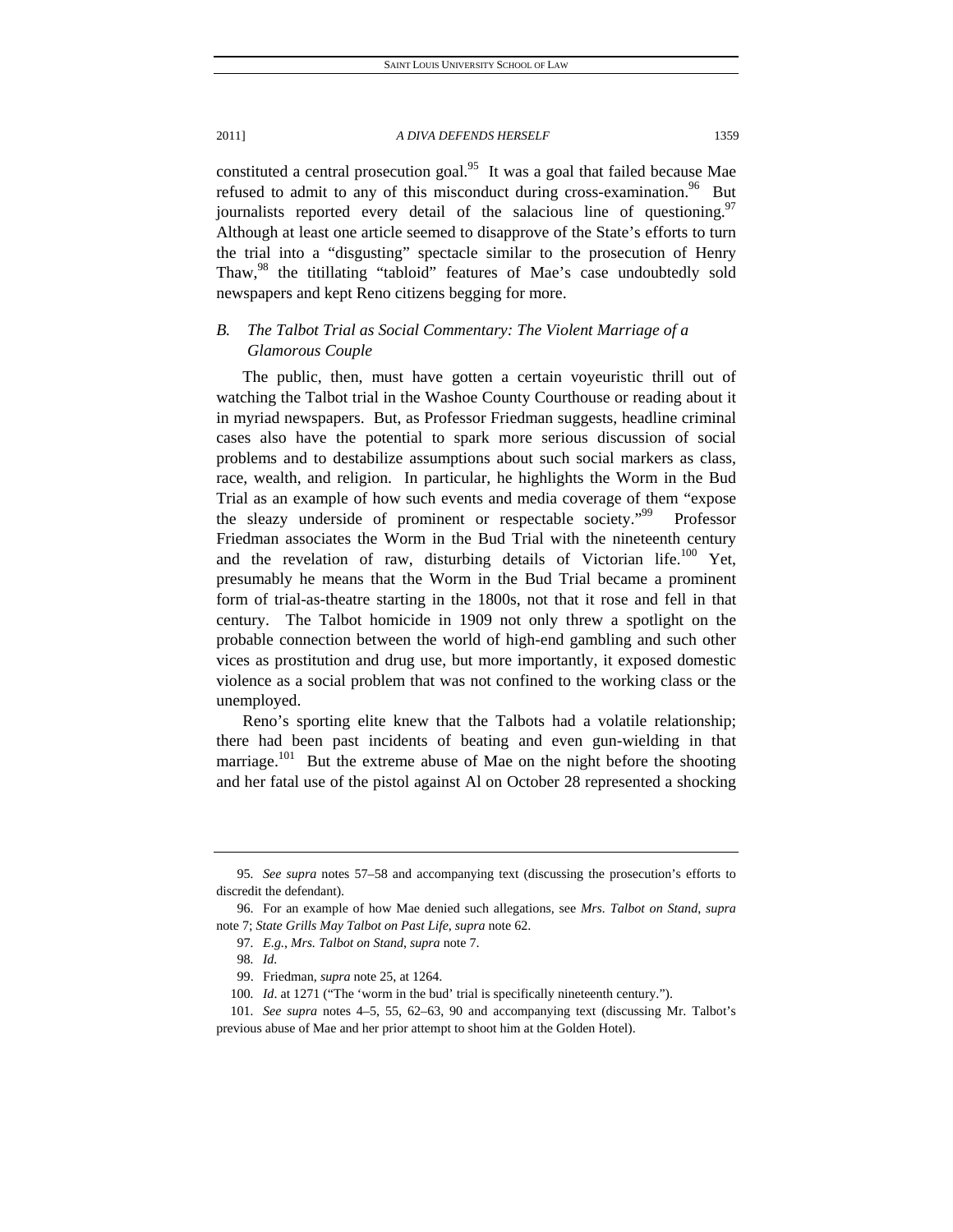constituted a central prosecution goal.[95] It was a goal that failed because Mae refused to admit to any of this misconduct during cross-examination.[96] But journalists reported every detail of the salacious line of questioning.[97] Although at least one article seemed to disapprove of the State's efforts to turn the trial into a "disgusting" spectacle similar to the prosecution of Henry Thaw,[98] the titillating "tabloid" features of Mae's case undoubtedly sold newspapers and kept Reno citizens begging for more.

### *B. The Talbot Trial as Social Commentary: The Violent Marriage of a Glamorous Couple*

The public, then, must have gotten a certain voyeuristic thrill out of watching the Talbot trial in the Washoe County Courthouse or reading about it in myriad newspapers. But, as Professor Friedman suggests, headline criminal cases also have the potential to spark more serious discussion of social problems and to destabilize assumptions about such social markers as class, race, wealth, and religion. In particular, he highlights the Worm in the Bud Trial as an example of how such events and media coverage of them "expose the sleazy underside of prominent or respectable society."[99] Professor Friedman associates the Worm in the Bud Trial with the nineteenth century and the revelation of raw, disturbing details of Victorian life.[100] Yet, presumably he means that the Worm in the Bud Trial became a prominent form of trial-as-theatre starting in the 1800s, not that it rose and fell in that century. The Talbot homicide in 1909 not only threw a spotlight on the probable connection between the world of high-end gambling and such other vices as prostitution and drug use, but more importantly, it exposed domestic violence as a social problem that was not confined to the working class or the unemployed.

Reno's sporting elite knew that the Talbots had a volatile relationship; there had been past incidents of beating and even gun-wielding in that marriage.[101] But the extreme abuse of Mae on the night before the shooting and her fatal use of the pistol against Al on October 28 represented a shocking

---

95. *See supra* notes 57–58 and accompanying text (discussing the prosecution's efforts to discredit the defendant).

96. For an example of how Mae denied such allegations, see *Mrs. Talbot on Stand*, *supra* note 7; *State Grills May Talbot on Past Life*, *supra* note 62.

97. *E.g.*, *Mrs. Talbot on Stand*, *supra* note 7.

98. *Id.*

99. Friedman, *supra* note 25, at 1264.

100. *Id*. at 1271 ("The 'worm in the bud' trial is specifically nineteenth century.").

101. *See supra* notes 4–5, 55, 62–63, 90 and accompanying text (discussing Mr. Talbot's previous abuse of Mae and her prior attempt to shoot him at the Golden Hotel).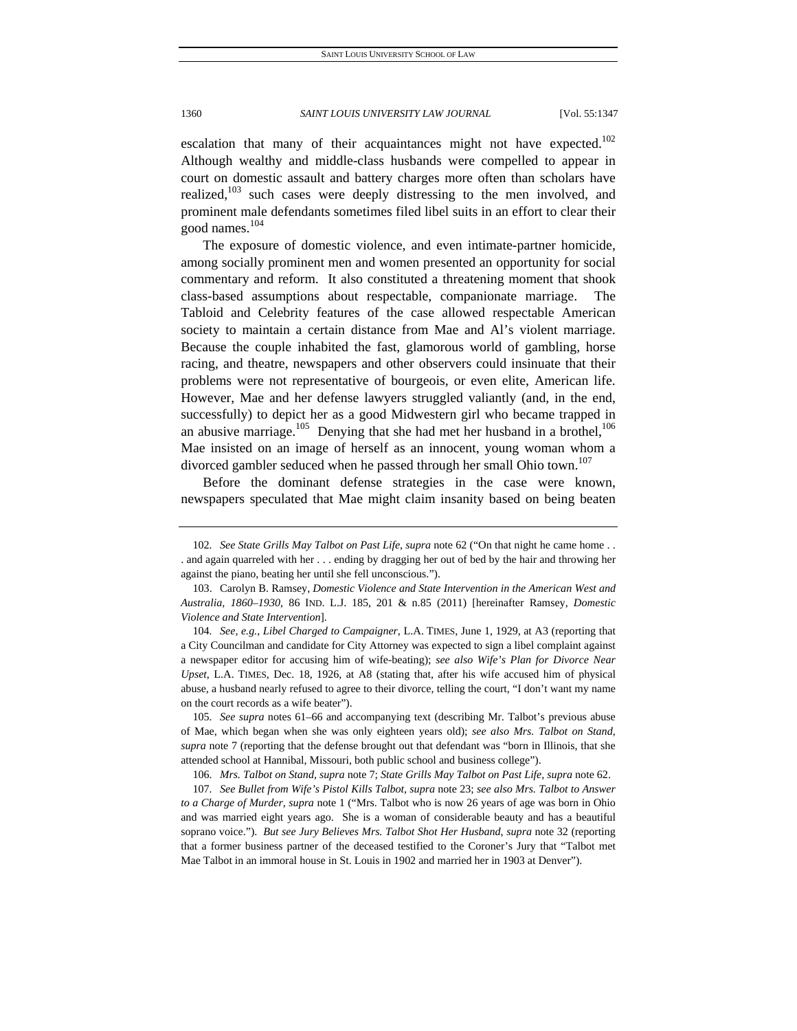escalation that many of their acquaintances might not have expected.[102] Although wealthy and middle-class husbands were compelled to appear in court on domestic assault and battery charges more often than scholars have realized,[103] such cases were deeply distressing to the men involved, and prominent male defendants sometimes filed libel suits in an effort to clear their good names.[104]

The exposure of domestic violence, and even intimate-partner homicide, among socially prominent men and women presented an opportunity for social commentary and reform. It also constituted a threatening moment that shook class-based assumptions about respectable, companionate marriage. The Tabloid and Celebrity features of the case allowed respectable American society to maintain a certain distance from Mae and Al's violent marriage. Because the couple inhabited the fast, glamorous world of gambling, horse racing, and theatre, newspapers and other observers could insinuate that their problems were not representative of bourgeois, or even elite, American life. However, Mae and her defense lawyers struggled valiantly (and, in the end, successfully) to depict her as a good Midwestern girl who became trapped in an abusive marriage.[105] Denying that she had met her husband in a brothel,[106] Mae insisted on an image of herself as an innocent, young woman whom a divorced gambler seduced when he passed through her small Ohio town.[107]

Before the dominant defense strategies in the case were known, newspapers speculated that Mae might claim insanity based on being beaten

---

102. *See State Grills May Talbot on Past Life*, *supra* note 62 ("On that night he came home . . . and again quarreled with her . . . ending by dragging her out of bed by the hair and throwing her against the piano, beating her until she fell unconscious.").

103. Carolyn B. Ramsey, *Domestic Violence and State Intervention in the American West and Australia, 1860–1930*, 86 IND. L.J. 185, 201 & n.85 (2011) [hereinafter Ramsey, *Domestic Violence and State Intervention*].

104. *See, e.g.*, *Libel Charged to Campaigner*, L.A. TIMES, June 1, 1929, at A3 (reporting that a City Councilman and candidate for City Attorney was expected to sign a libel complaint against a newspaper editor for accusing him of wife-beating); *see also Wife's Plan for Divorce Near Upset*, L.A. TIMES, Dec. 18, 1926, at A8 (stating that, after his wife accused him of physical abuse, a husband nearly refused to agree to their divorce, telling the court, "I don't want my name on the court records as a wife beater").

105. *See supra* notes 61–66 and accompanying text (describing Mr. Talbot's previous abuse of Mae, which began when she was only eighteen years old); *see also Mrs. Talbot on Stand*, *supra* note 7 (reporting that the defense brought out that defendant was "born in Illinois, that she attended school at Hannibal, Missouri, both public school and business college").

106. *Mrs. Talbot on Stand*, *supra* note 7; *State Grills May Talbot on Past Life*, *supra* note 62.

107. *See Bullet from Wife's Pistol Kills Talbot*, *supra* note 23; *see also Mrs. Talbot to Answer to a Charge of Murder*, *supra* note 1 ("Mrs. Talbot who is now 26 years of age was born in Ohio and was married eight years ago. She is a woman of considerable beauty and has a beautiful soprano voice."). *But see Jury Believes Mrs. Talbot Shot Her Husband*, *supra* note 32 (reporting that a former business partner of the deceased testified to the Coroner's Jury that "Talbot met Mae Talbot in an immoral house in St. Louis in 1902 and married her in 1903 at Denver").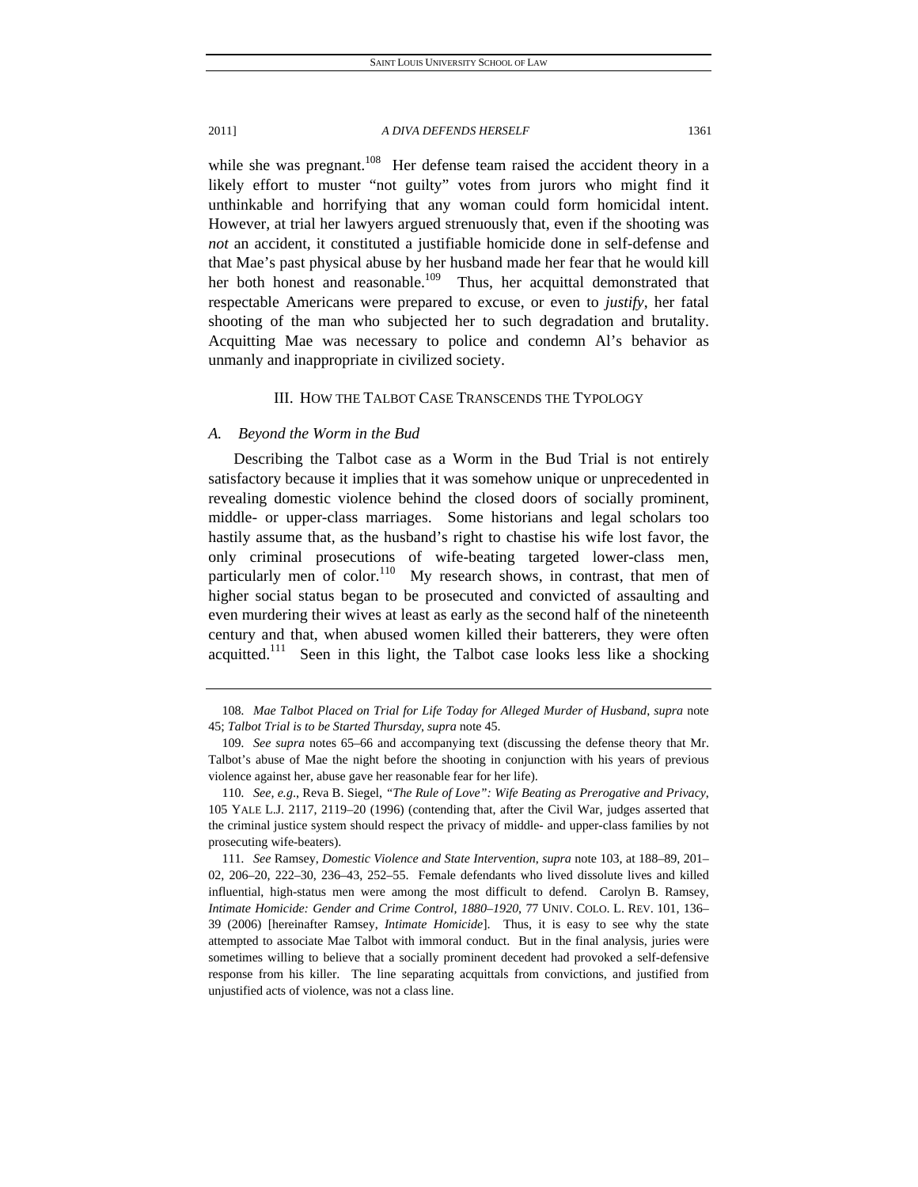while she was pregnant.[108] Her defense team raised the accident theory in a likely effort to muster "not guilty" votes from jurors who might find it unthinkable and horrifying that any woman could form homicidal intent. However, at trial her lawyers argued strenuously that, even if the shooting was *not* an accident, it constituted a justifiable homicide done in self-defense and that Mae's past physical abuse by her husband made her fear that he would kill her both honest and reasonable.[109] Thus, her acquittal demonstrated that respectable Americans were prepared to excuse, or even to *justify*, her fatal shooting of the man who subjected her to such degradation and brutality. Acquitting Mae was necessary to police and condemn Al's behavior as unmanly and inappropriate in civilized society.

## III. How the Talbot Case Transcends the Typology

### A. Beyond the Worm in the Bud

Describing the Talbot case as a Worm in the Bud Trial is not entirely satisfactory because it implies that it was somehow unique or unprecedented in revealing domestic violence behind the closed doors of socially prominent, middle- or upper-class marriages. Some historians and legal scholars too hastily assume that, as the husband's right to chastise his wife lost favor, the only criminal prosecutions of wife-beating targeted lower-class men, particularly men of color.[110] My research shows, in contrast, that men of higher social status began to be prosecuted and convicted of assaulting and even murdering their wives at least as early as the second half of the nineteenth century and that, when abused women killed their batterers, they were often acquitted.[111] Seen in this light, the Talbot case looks less like a shocking

---

108. *Mae Talbot Placed on Trial for Life Today for Alleged Murder of Husband*, *supra* note 45; *Talbot Trial is to be Started Thursday*, *supra* note 45.

109. *See supra* notes 65–66 and accompanying text (discussing the defense theory that Mr. Talbot's abuse of Mae the night before the shooting in conjunction with his years of previous violence against her, abuse gave her reasonable fear for her life).

110. *See, e.g.*, Reva B. Siegel, *"The Rule of Love": Wife Beating as Prerogative and Privacy*, 105 YALE L.J. 2117, 2119–20 (1996) (contending that, after the Civil War, judges asserted that the criminal justice system should respect the privacy of middle- and upper-class families by not prosecuting wife-beaters).

111. *See* Ramsey, *Domestic Violence and State Intervention*, *supra* note 103, at 188–89, 201–02, 206–20, 222–30, 236–43, 252–55. Female defendants who lived dissolute lives and killed influential, high-status men were among the most difficult to defend. Carolyn B. Ramsey, *Intimate Homicide: Gender and Crime Control, 1880–1920*, 77 UNIV. COLO. L. REV. 101, 136–39 (2006) [hereinafter Ramsey, *Intimate Homicide*]. Thus, it is easy to see why the state attempted to associate Mae Talbot with immoral conduct. But in the final analysis, juries were sometimes willing to believe that a socially prominent decedent had provoked a self-defensive response from his killer. The line separating acquittals from convictions, and justified from unjustified acts of violence, was not a class line.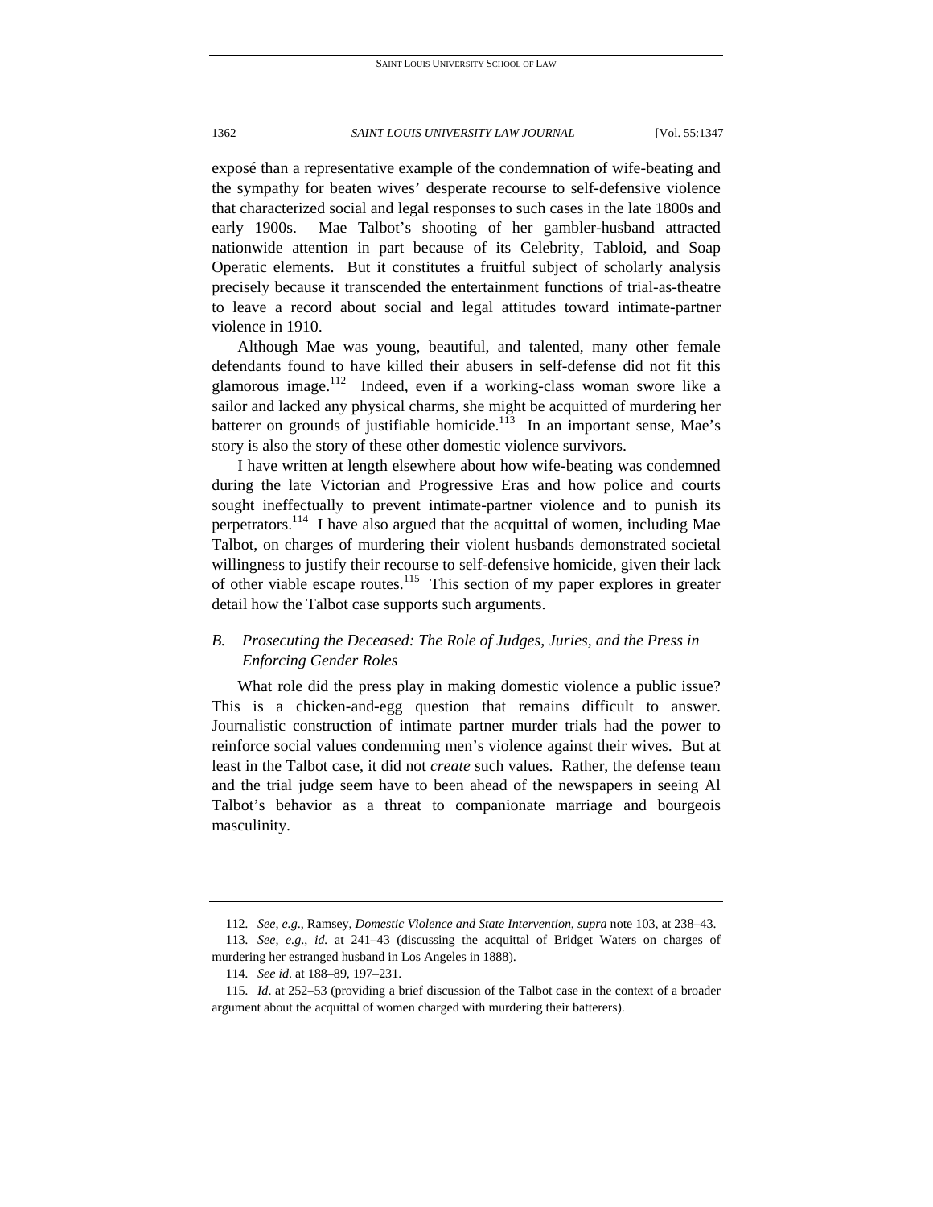exposé than a representative example of the condemnation of wife-beating and the sympathy for beaten wives' desperate recourse to self-defensive violence that characterized social and legal responses to such cases in the late 1800s and early 1900s. Mae Talbot's shooting of her gambler-husband attracted nationwide attention in part because of its Celebrity, Tabloid, and Soap Operatic elements. But it constitutes a fruitful subject of scholarly analysis precisely because it transcended the entertainment functions of trial-as-theatre to leave a record about social and legal attitudes toward intimate-partner violence in 1910.

Although Mae was young, beautiful, and talented, many other female defendants found to have killed their abusers in self-defense did not fit this glamorous image.[112] Indeed, even if a working-class woman swore like a sailor and lacked any physical charms, she might be acquitted of murdering her batterer on grounds of justifiable homicide.[113] In an important sense, Mae's story is also the story of these other domestic violence survivors.

I have written at length elsewhere about how wife-beating was condemned during the late Victorian and Progressive Eras and how police and courts sought ineffectually to prevent intimate-partner violence and to punish its perpetrators.[114] I have also argued that the acquittal of women, including Mae Talbot, on charges of murdering their violent husbands demonstrated societal willingness to justify their recourse to self-defensive homicide, given their lack of other viable escape routes.[115] This section of my paper explores in greater detail how the Talbot case supports such arguments.

### *B. Prosecuting the Deceased: The Role of Judges, Juries, and the Press in Enforcing Gender Roles*

What role did the press play in making domestic violence a public issue? This is a chicken-and-egg question that remains difficult to answer. Journalistic construction of intimate partner murder trials had the power to reinforce social values condemning men's violence against their wives. But at least in the Talbot case, it did not *create* such values. Rather, the defense team and the trial judge seem have to been ahead of the newspapers in seeing Al Talbot's behavior as a threat to companionate marriage and bourgeois masculinity.

---

112. *See, e.g.*, Ramsey, *Domestic Violence and State Intervention*, *supra* note 103, at 238–43.

113. *See, e.g.*, *id.* at 241–43 (discussing the acquittal of Bridget Waters on charges of murdering her estranged husband in Los Angeles in 1888).

114. *See id*. at 188–89, 197–231.

115. *Id*. at 252–53 (providing a brief discussion of the Talbot case in the context of a broader argument about the acquittal of women charged with murdering their batterers).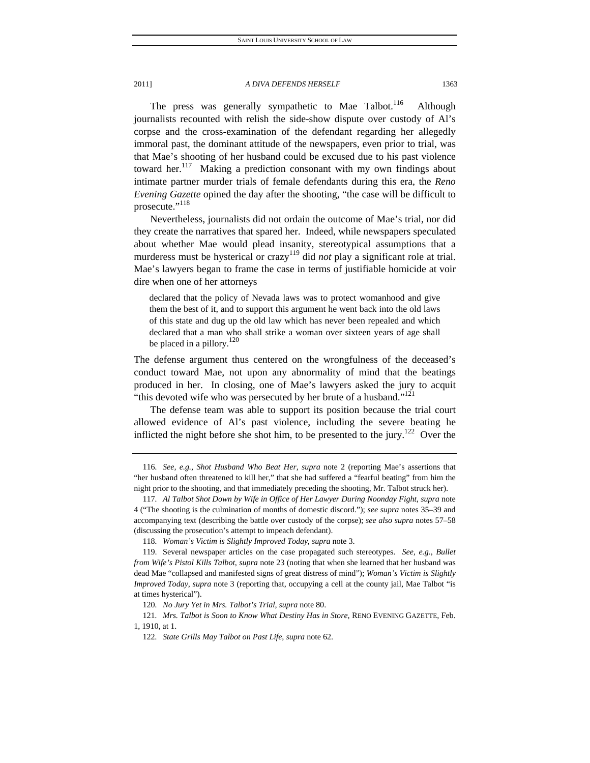The press was generally sympathetic to Mae Talbot.[116] Although journalists recounted with relish the side-show dispute over custody of Al's corpse and the cross-examination of the defendant regarding her allegedly immoral past, the dominant attitude of the newspapers, even prior to trial, was that Mae's shooting of her husband could be excused due to his past violence toward her.[117] Making a prediction consonant with my own findings about intimate partner murder trials of female defendants during this era, the *Reno Evening Gazette* opined the day after the shooting, "the case will be difficult to prosecute."[118]

Nevertheless, journalists did not ordain the outcome of Mae's trial, nor did they create the narratives that spared her. Indeed, while newspapers speculated about whether Mae would plead insanity, stereotypical assumptions that a murderess must be hysterical or crazy[119] did *not* play a significant role at trial. Mae's lawyers began to frame the case in terms of justifiable homicide at voir dire when one of her attorneys

> declared that the policy of Nevada laws was to protect womanhood and give them the best of it, and to support this argument he went back into the old laws of this state and dug up the old law which has never been repealed and which declared that a man who shall strike a woman over sixteen years of age shall be placed in a pillory.[120]

The defense argument thus centered on the wrongfulness of the deceased's conduct toward Mae, not upon any abnormality of mind that the beatings produced in her. In closing, one of Mae's lawyers asked the jury to acquit "this devoted wife who was persecuted by her brute of a husband."[121]

The defense team was able to support its position because the trial court allowed evidence of Al's past violence, including the severe beating he inflicted the night before she shot him, to be presented to the jury.[122] Over the

---

116. *See, e.g.*, *Shot Husband Who Beat Her*, *supra* note 2 (reporting Mae's assertions that "her husband often threatened to kill her," that she had suffered a "fearful beating" from him the night prior to the shooting, and that immediately preceding the shooting, Mr. Talbot struck her).

117. *Al Talbot Shot Down by Wife in Office of Her Lawyer During Noonday Fight*, *supra* note 4 ("The shooting is the culmination of months of domestic discord."); *see supra* notes 35–39 and accompanying text (describing the battle over custody of the corpse); *see also supra* notes 57–58 (discussing the prosecution's attempt to impeach defendant).

118. *Woman's Victim is Slightly Improved Today*, *supra* note 3.

119. Several newspaper articles on the case propagated such stereotypes. *See, e.g.*, *Bullet from Wife's Pistol Kills Talbot*, *supra* note 23 (noting that when she learned that her husband was dead Mae "collapsed and manifested signs of great distress of mind"); *Woman's Victim is Slightly Improved Today*, *supra* note 3 (reporting that, occupying a cell at the county jail, Mae Talbot "is at times hysterical").

120. *No Jury Yet in Mrs. Talbot's Trial*, *supra* note 80.

121. *Mrs. Talbot is Soon to Know What Destiny Has in Store*, RENO EVENING GAZETTE, Feb. 1, 1910, at 1.

122. *State Grills May Talbot on Past Life*, *supra* note 62.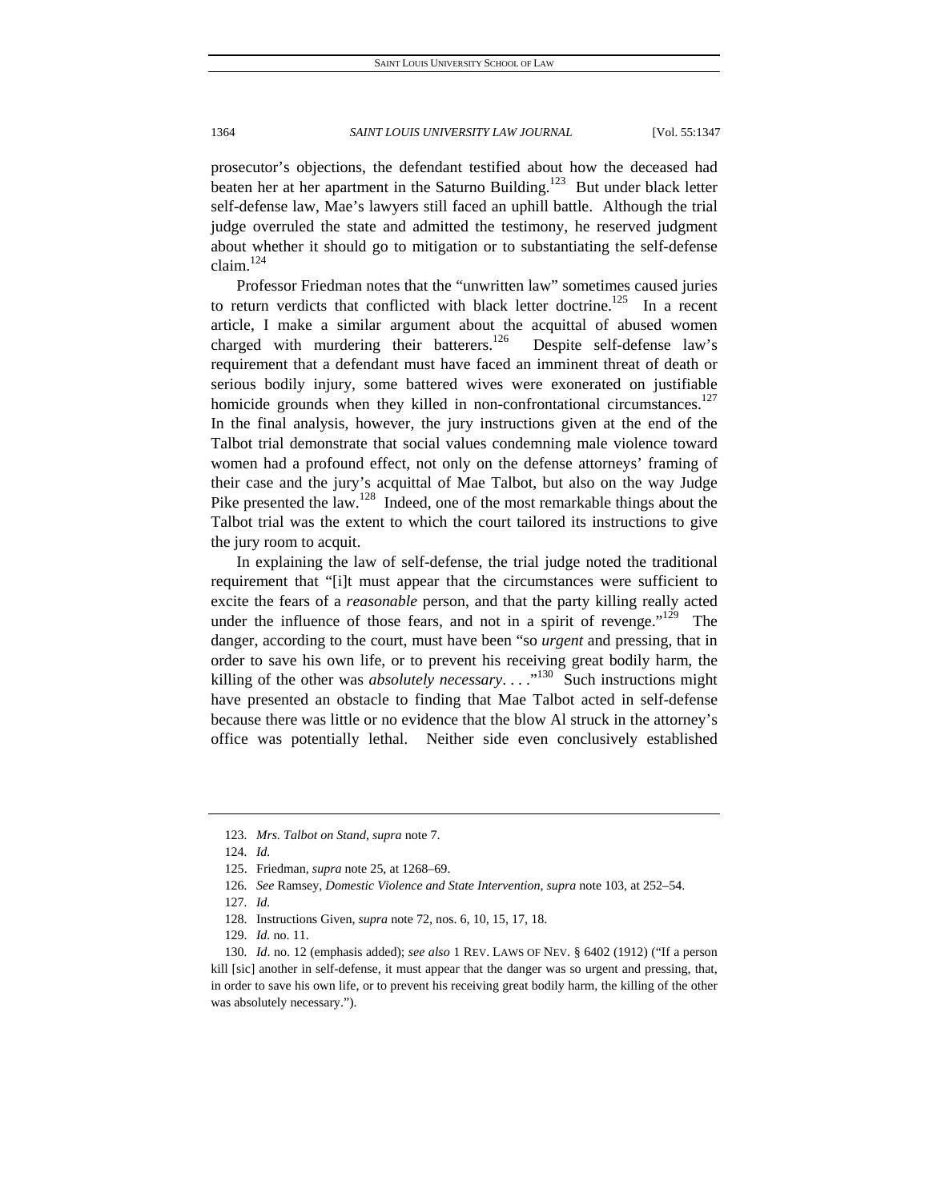prosecutor's objections, the defendant testified about how the deceased had beaten her at her apartment in the Saturno Building.[123] But under black letter self-defense law, Mae's lawyers still faced an uphill battle. Although the trial judge overruled the state and admitted the testimony, he reserved judgment about whether it should go to mitigation or to substantiating the self-defense claim.[124]

Professor Friedman notes that the "unwritten law" sometimes caused juries to return verdicts that conflicted with black letter doctrine.[125] In a recent article, I make a similar argument about the acquittal of abused women charged with murdering their batterers.[126] Despite self-defense law's requirement that a defendant must have faced an imminent threat of death or serious bodily injury, some battered wives were exonerated on justifiable homicide grounds when they killed in non-confrontational circumstances.[127] In the final analysis, however, the jury instructions given at the end of the Talbot trial demonstrate that social values condemning male violence toward women had a profound effect, not only on the defense attorneys' framing of their case and the jury's acquittal of Mae Talbot, but also on the way Judge Pike presented the law.[128] Indeed, one of the most remarkable things about the Talbot trial was the extent to which the court tailored its instructions to give the jury room to acquit.

In explaining the law of self-defense, the trial judge noted the traditional requirement that "[i]t must appear that the circumstances were sufficient to excite the fears of a *reasonable* person, and that the party killing really acted under the influence of those fears, and not in a spirit of revenge."[129] The danger, according to the court, must have been "so *urgent* and pressing, that in order to save his own life, or to prevent his receiving great bodily harm, the killing of the other was *absolutely necessary*. . . ."[130] Such instructions might have presented an obstacle to finding that Mae Talbot acted in self-defense because there was little or no evidence that the blow Al struck in the attorney's office was potentially lethal. Neither side even conclusively established

---

123. *Mrs. Talbot on Stand*, *supra* note 7.

124. *Id.*

125. Friedman, *supra* note 25, at 1268–69.

126. *See* Ramsey, *Domestic Violence and State Intervention*, *supra* note 103, at 252–54.

127. *Id.*

128. Instructions Given, *supra* note 72, nos. 6, 10, 15, 17, 18.

129. *Id.* no. 11.

130. *Id*. no. 12 (emphasis added); *see also* 1 REV. LAWS OF NEV. § 6402 (1912) ("If a person kill [sic] another in self-defense, it must appear that the danger was so urgent and pressing, that, in order to save his own life, or to prevent his receiving great bodily harm, the killing of the other was absolutely necessary.").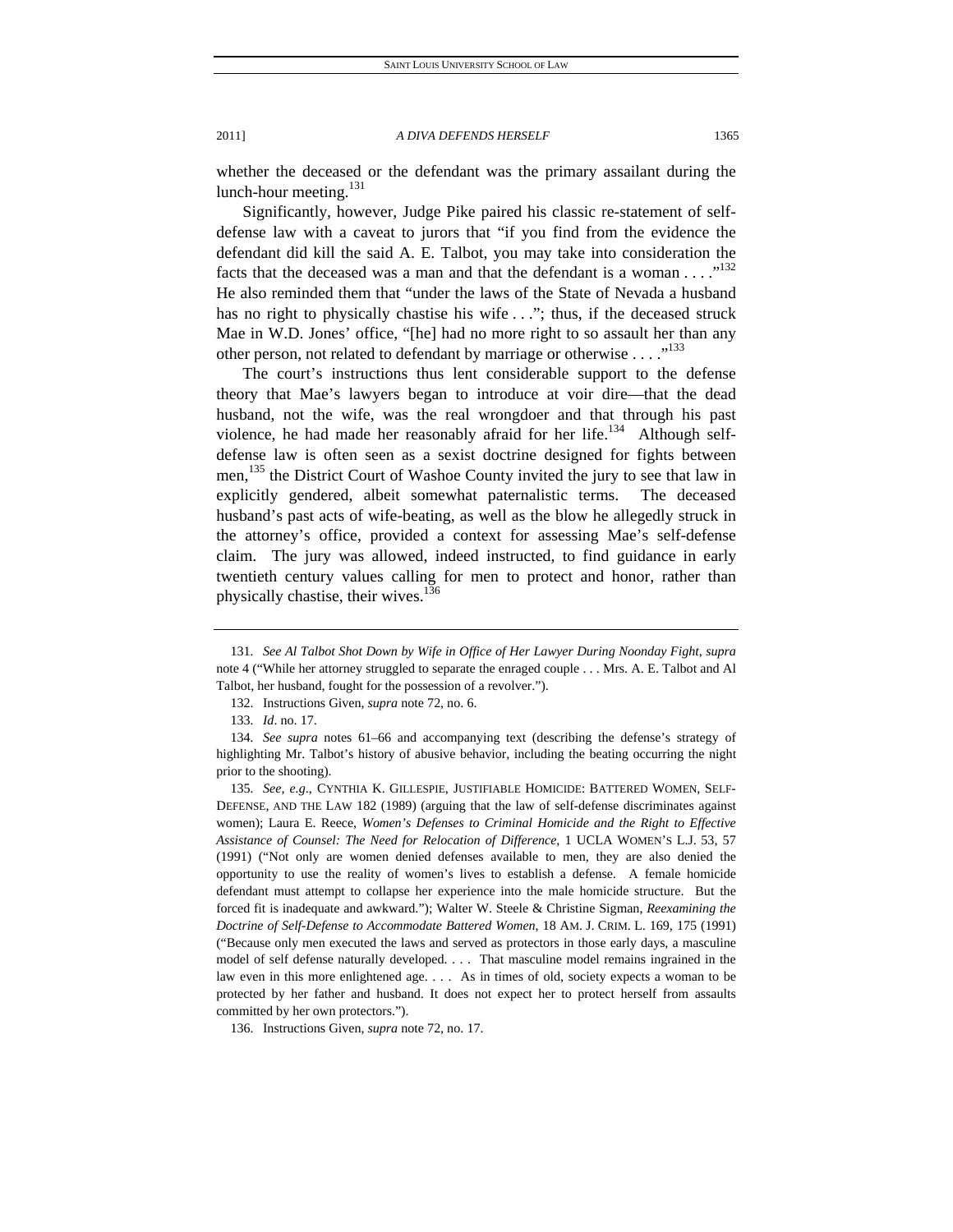whether the deceased or the defendant was the primary assailant during the lunch-hour meeting.[131]

Significantly, however, Judge Pike paired his classic re-statement of self-defense law with a caveat to jurors that "if you find from the evidence the defendant did kill the said A. E. Talbot, you may take into consideration the facts that the deceased was a man and that the defendant is a woman . . . ."[132] He also reminded them that "under the laws of the State of Nevada a husband has no right to physically chastise his wife . . ."; thus, if the deceased struck Mae in W.D. Jones' office, "[he] had no more right to so assault her than any other person, not related to defendant by marriage or otherwise . . . ."[133]

The court's instructions thus lent considerable support to the defense theory that Mae's lawyers began to introduce at voir dire—that the dead husband, not the wife, was the real wrongdoer and that through his past violence, he had made her reasonably afraid for her life.[134] Although self-defense law is often seen as a sexist doctrine designed for fights between men,[135] the District Court of Washoe County invited the jury to see that law in explicitly gendered, albeit somewhat paternalistic terms. The deceased husband's past acts of wife-beating, as well as the blow he allegedly struck in the attorney's office, provided a context for assessing Mae's self-defense claim. The jury was allowed, indeed instructed, to find guidance in early twentieth century values calling for men to protect and honor, rather than physically chastise, their wives.[136]

---

131. *See Al Talbot Shot Down by Wife in Office of Her Lawyer During Noonday Fight*, *supra* note 4 ("While her attorney struggled to separate the enraged couple . . . Mrs. A. E. Talbot and Al Talbot, her husband, fought for the possession of a revolver.").

132. Instructions Given, *supra* note 72, no. 6.

133. *Id*. no. 17.

134. *See supra* notes 61–66 and accompanying text (describing the defense's strategy of highlighting Mr. Talbot's history of abusive behavior, including the beating occurring the night prior to the shooting).

135. *See, e.g.*, CYNTHIA K. GILLESPIE, JUSTIFIABLE HOMICIDE: BATTERED WOMEN, SELF-DEFENSE, AND THE LAW 182 (1989) (arguing that the law of self-defense discriminates against women); Laura E. Reece, *Women's Defenses to Criminal Homicide and the Right to Effective Assistance of Counsel: The Need for Relocation of Difference*, 1 UCLA WOMEN'S L.J. 53, 57 (1991) ("Not only are women denied defenses available to men, they are also denied the opportunity to use the reality of women's lives to establish a defense. A female homicide defendant must attempt to collapse her experience into the male homicide structure. But the forced fit is inadequate and awkward."); Walter W. Steele & Christine Sigman, *Reexamining the Doctrine of Self-Defense to Accommodate Battered Women*, 18 AM. J. CRIM. L. 169, 175 (1991) ("Because only men executed the laws and served as protectors in those early days, a masculine model of self defense naturally developed. . . . That masculine model remains ingrained in the law even in this more enlightened age. . . . As in times of old, society expects a woman to be protected by her father and husband. It does not expect her to protect herself from assaults committed by her own protectors.").

136. Instructions Given, *supra* note 72, no. 17.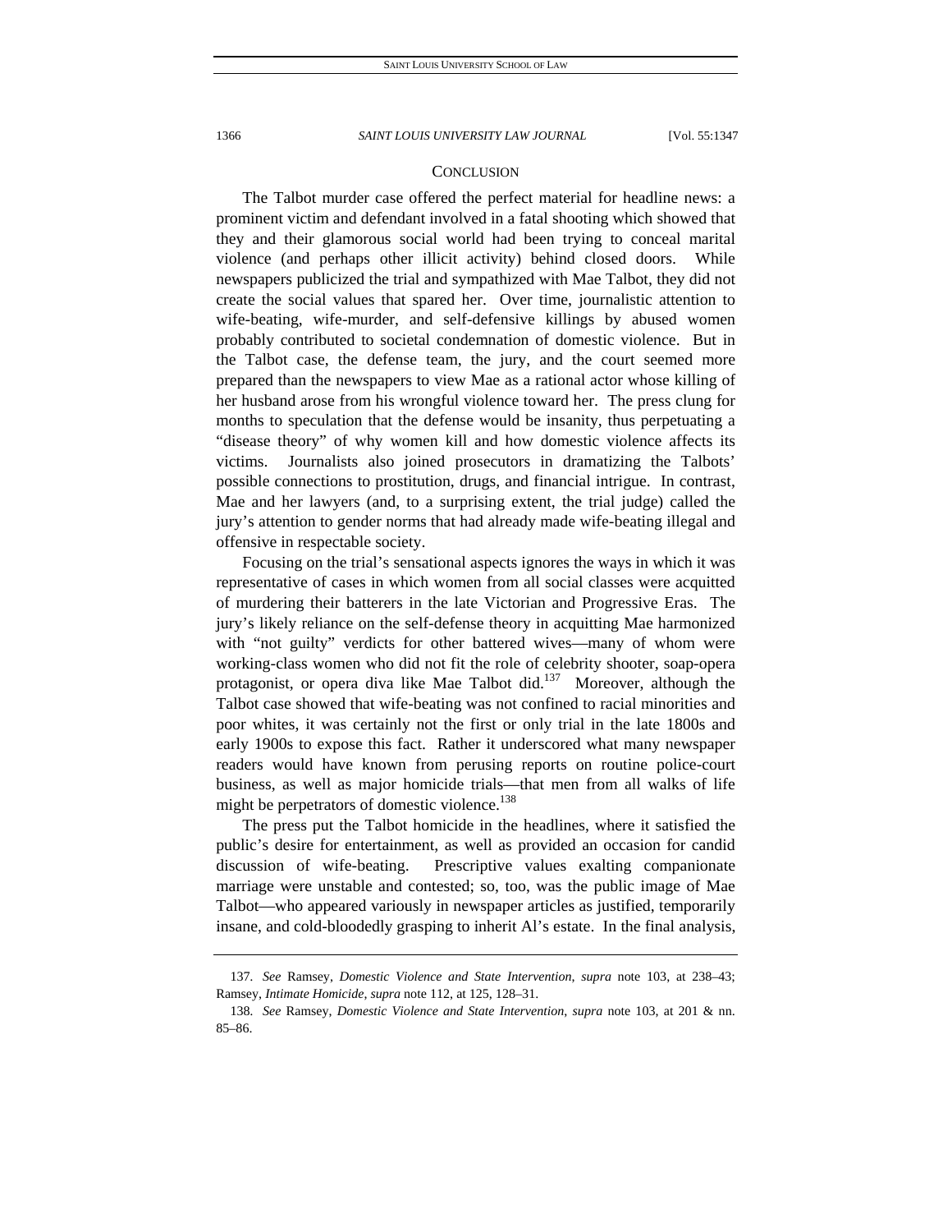## CONCLUSION

The Talbot murder case offered the perfect material for headline news: a prominent victim and defendant involved in a fatal shooting which showed that they and their glamorous social world had been trying to conceal marital violence (and perhaps other illicit activity) behind closed doors. While newspapers publicized the trial and sympathized with Mae Talbot, they did not create the social values that spared her. Over time, journalistic attention to wife-beating, wife-murder, and self-defensive killings by abused women probably contributed to societal condemnation of domestic violence. But in the Talbot case, the defense team, the jury, and the court seemed more prepared than the newspapers to view Mae as a rational actor whose killing of her husband arose from his wrongful violence toward her. The press clung for months to speculation that the defense would be insanity, thus perpetuating a "disease theory" of why women kill and how domestic violence affects its victims. Journalists also joined prosecutors in dramatizing the Talbots' possible connections to prostitution, drugs, and financial intrigue. In contrast, Mae and her lawyers (and, to a surprising extent, the trial judge) called the jury's attention to gender norms that had already made wife-beating illegal and offensive in respectable society.

Focusing on the trial's sensational aspects ignores the ways in which it was representative of cases in which women from all social classes were acquitted of murdering their batterers in the late Victorian and Progressive Eras. The jury's likely reliance on the self-defense theory in acquitting Mae harmonized with "not guilty" verdicts for other battered wives—many of whom were working-class women who did not fit the role of celebrity shooter, soap-opera protagonist, or opera diva like Mae Talbot did.[137] Moreover, although the Talbot case showed that wife-beating was not confined to racial minorities and poor whites, it was certainly not the first or only trial in the late 1800s and early 1900s to expose this fact. Rather it underscored what many newspaper readers would have known from perusing reports on routine police-court business, as well as major homicide trials—that men from all walks of life might be perpetrators of domestic violence.[138]

The press put the Talbot homicide in the headlines, where it satisfied the public's desire for entertainment, as well as provided an occasion for candid discussion of wife-beating. Prescriptive values exalting companionate marriage were unstable and contested; so, too, was the public image of Mae Talbot—who appeared variously in newspaper articles as justified, temporarily insane, and cold-bloodedly grasping to inherit Al's estate. In the final analysis,

---

137. *See* Ramsey, *Domestic Violence and State Intervention*, *supra* note 103, at 238–43; Ramsey, *Intimate Homicide*, *supra* note 112, at 125, 128–31.

138. *See* Ramsey, *Domestic Violence and State Intervention*, *supra* note 103, at 201 & nn. 85–86.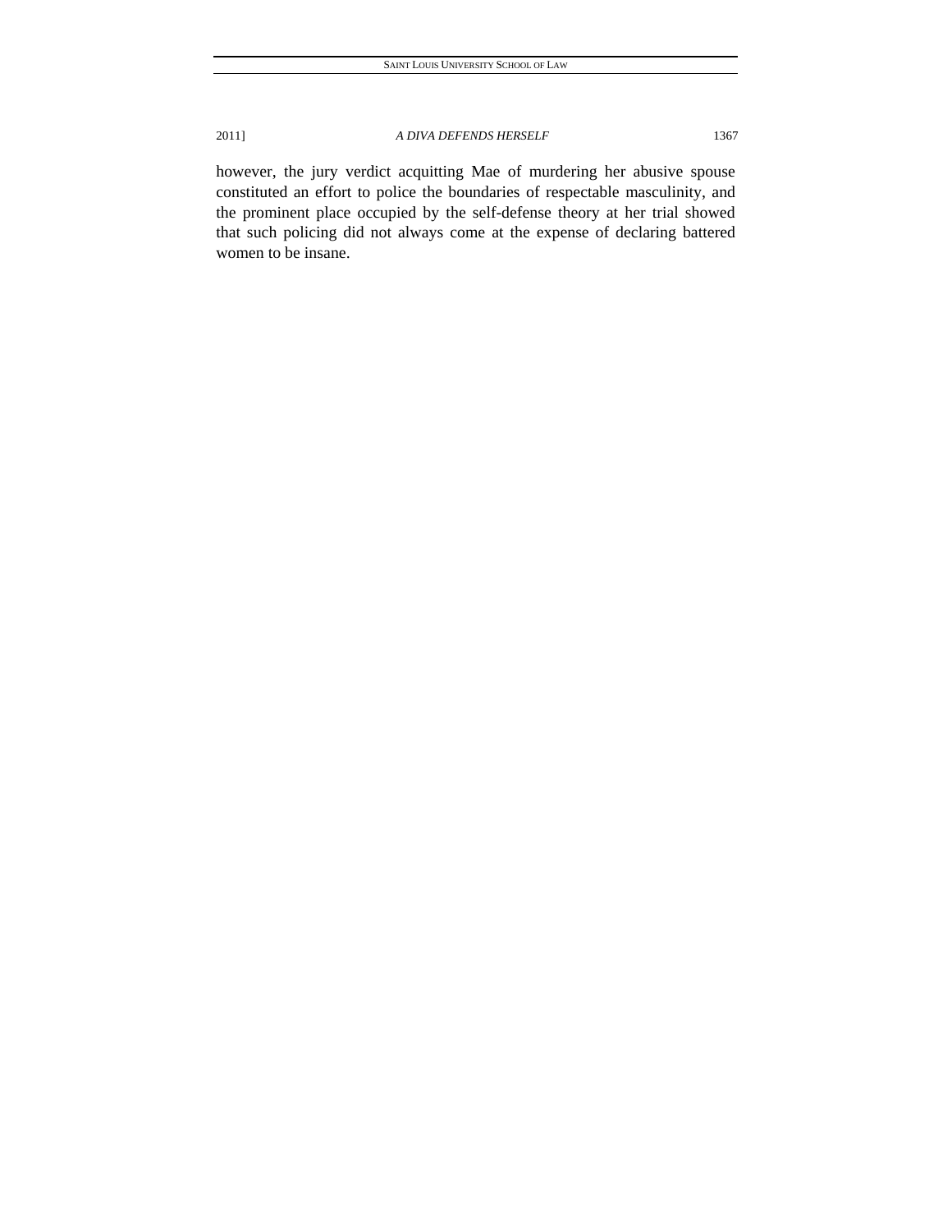however, the jury verdict acquitting Mae of murdering her abusive spouse constituted an effort to police the boundaries of respectable masculinity, and the prominent place occupied by the self-defense theory at her trial showed that such policing did not always come at the expense of declaring battered women to be insane.